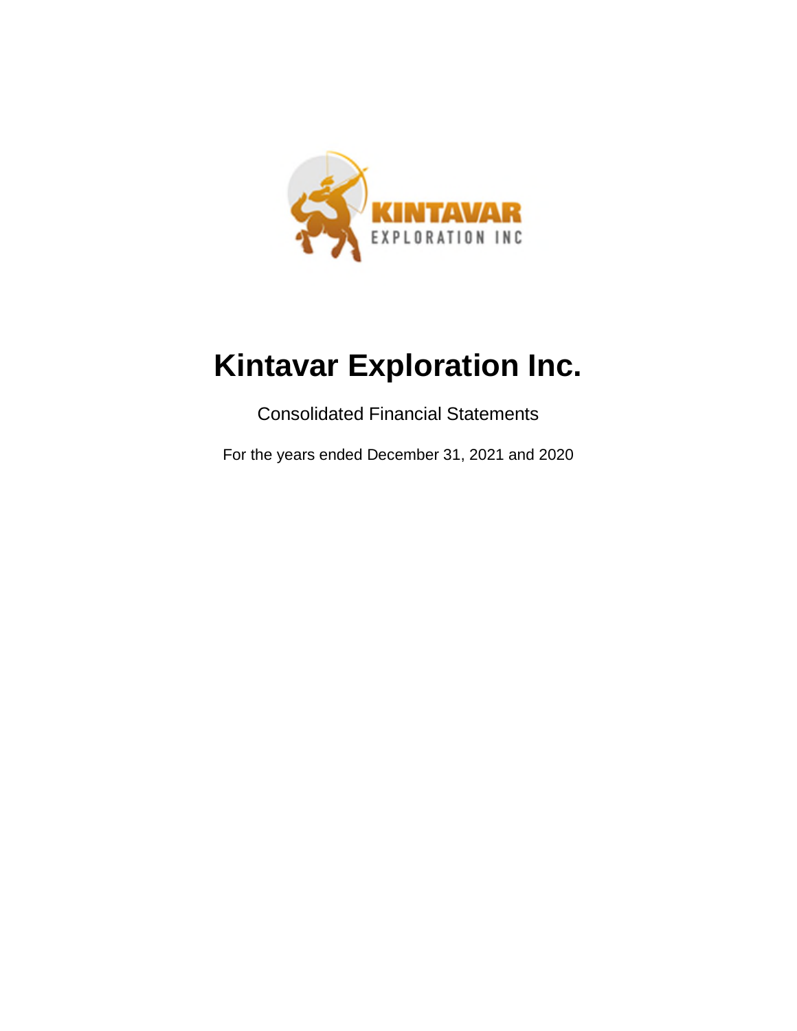# Kintavar Exploration Inc.

Consolidated Financial Statements

For the years ended December 31, 2021 and 2020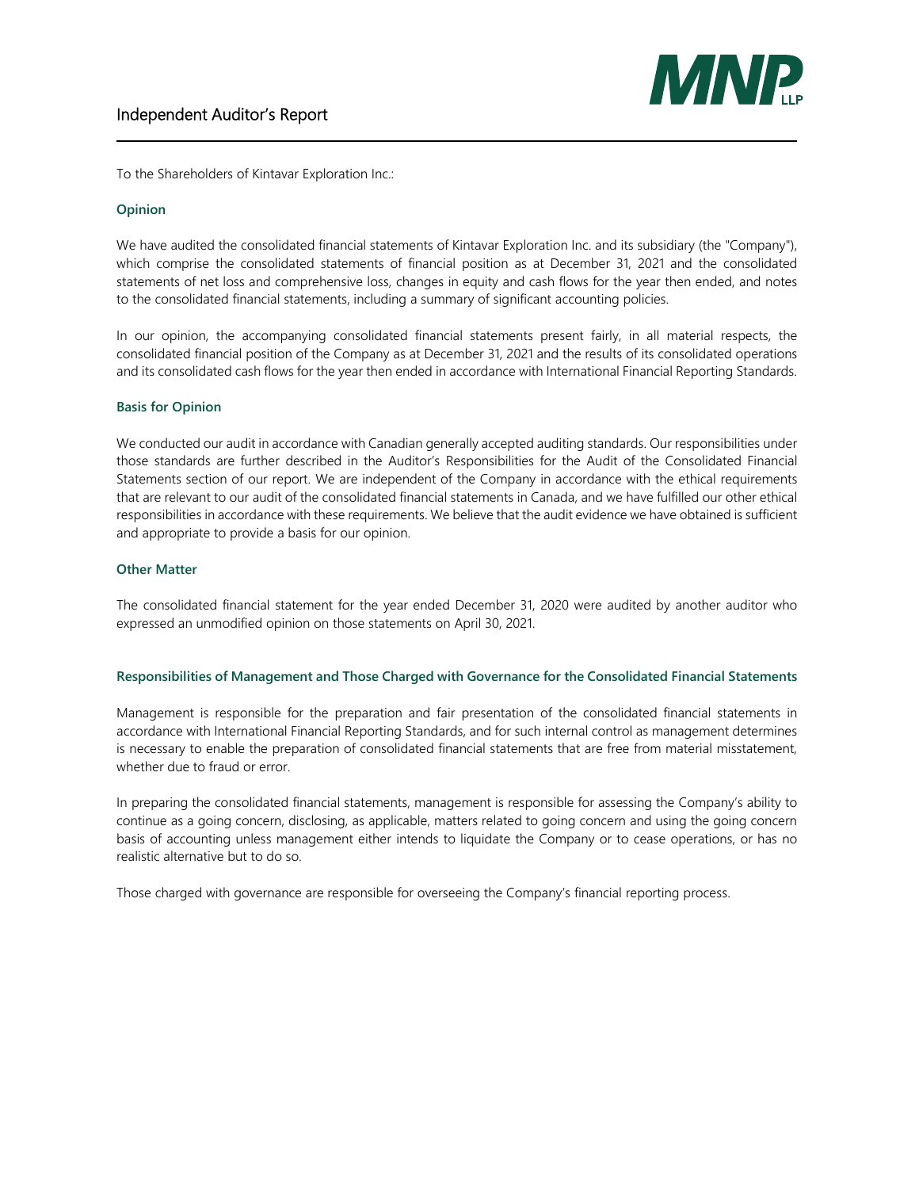# Independent Auditor's Report

To the Shareholders of Kintavar Exploration Inc.:

## Opinion

We have audited the consolidated financial statements of Kintavar Exploration Inc. and its subsidiary (the "Company"), which comprise the consolidated statements of financial position as at December 31, 2021 and the consolidated statements of net loss and comprehensive loss, changes in equity and cash flows for the year then ended, and notes to the consolidated financial statements, including a summary of significant accounting policies.

In our opinion, the accompanying consolidated financial statements present fairly, in all material respects, the consolidated financial position of the Company as at December 31, 2021 and the results of its consolidated operations and its consolidated cash flows for the year then ended in accordance with International Financial Reporting Standards.

## Basis for Opinion

We conducted our audit in accordance with Canadian generally accepted auditing standards. Our responsibilities under those standards are further described in the Auditor's Responsibilities for the Audit of the Consolidated Financial Statements section of our report. We are independent of the Company in accordance with the ethical requirements that are relevant to our audit of the consolidated financial statements in Canada, and we have fulfilled our other ethical responsibilities in accordance with these requirements. We believe that the audit evidence we have obtained is sufficient and appropriate to provide a basis for our opinion.

## Other Matter

The consolidated financial statement for the year ended December 31, 2020 were audited by another auditor who expressed an unmodified opinion on those statements on April 30, 2021.

## Responsibilities of Management and Those Charged with Governance for the Consolidated Financial Statements

Management is responsible for the preparation and fair presentation of the consolidated financial statements in accordance with International Financial Reporting Standards, and for such internal control as management determines is necessary to enable the preparation of consolidated financial statements that are free from material misstatement, whether due to fraud or error.

In preparing the consolidated financial statements, management is responsible for assessing the Company's ability to continue as a going concern, disclosing, as applicable, matters related to going concern and using the going concern basis of accounting unless management either intends to liquidate the Company or to cease operations, or has no realistic alternative but to do so.

Those charged with governance are responsible for overseeing the Company's financial reporting process.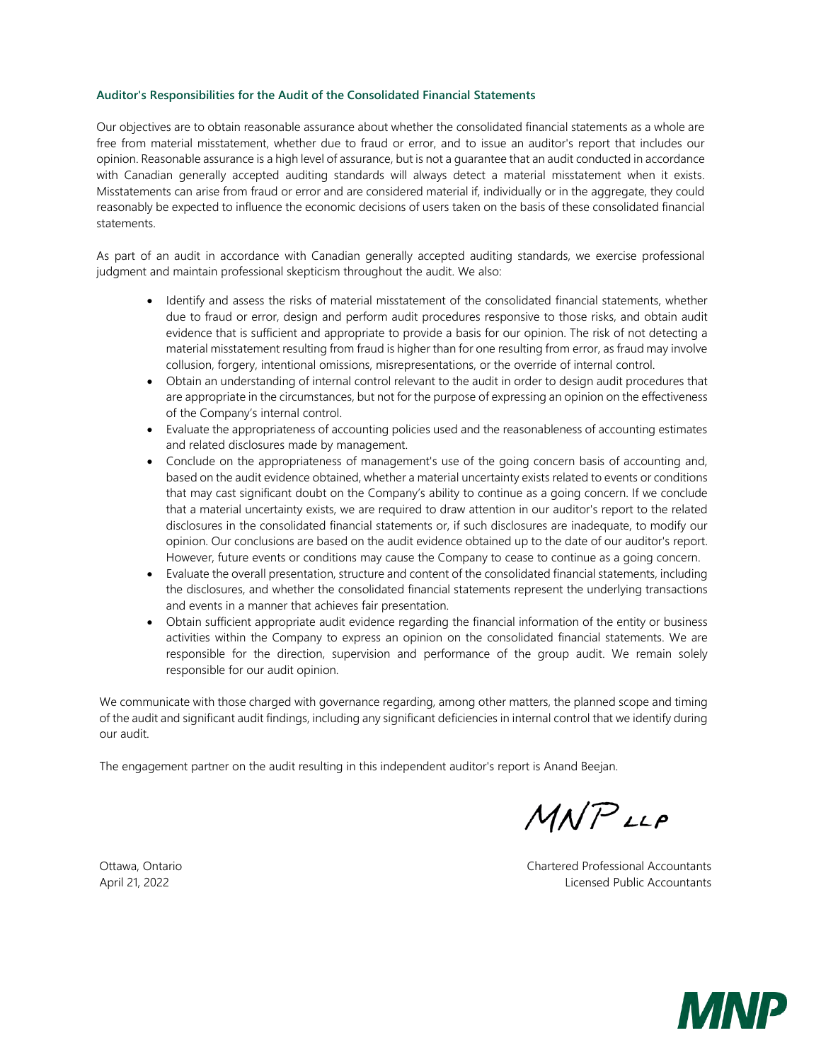### Auditor's Responsibilities for the Audit of the Consolidated Financial Statements

Our objectives are to obtain reasonable assurance about whether the consolidated financial statements as a whole are free from material misstatement, whether due to fraud or error, and to issue an auditor's report that includes our opinion. Reasonable assurance is a high level of assurance, but is not a guarantee that an audit conducted in accordance with Canadian generally accepted auditing standards will always detect a material misstatement when it exists. Misstatements can arise from fraud or error and are considered material if, individually or in the aggregate, they could reasonably be expected to influence the economic decisions of users taken on the basis of these consolidated financial statements.

As part of an audit in accordance with Canadian generally accepted auditing standards, we exercise professional judgment and maintain professional skepticism throughout the audit. We also:

- Identify and assess the risks of material misstatement of the consolidated financial statements, whether due to fraud or error, design and perform audit procedures responsive to those risks, and obtain audit evidence that is sufficient and appropriate to provide a basis for our opinion. The risk of not detecting a material misstatement resulting from fraud is higher than for one resulting from error, as fraud may involve collusion, forgery, intentional omissions, misrepresentations, or the override of internal control.
- Obtain an understanding of internal control relevant to the audit in order to design audit procedures that are appropriate in the circumstances, but not for the purpose of expressing an opinion on the effectiveness of the Company's internal control.
- Evaluate the appropriateness of accounting policies used and the reasonableness of accounting estimates and related disclosures made by management.
- Conclude on the appropriateness of management's use of the going concern basis of accounting and, based on the audit evidence obtained, whether a material uncertainty exists related to events or conditions that may cast significant doubt on the Company's ability to continue as a going concern. If we conclude that a material uncertainty exists, we are required to draw attention in our auditor's report to the related disclosures in the consolidated financial statements or, if such disclosures are inadequate, to modify our opinion. Our conclusions are based on the audit evidence obtained up to the date of our auditor's report. However, future events or conditions may cause the Company to cease to continue as a going concern.
- Evaluate the overall presentation, structure and content of the consolidated financial statements, including the disclosures, and whether the consolidated financial statements represent the underlying transactions and events in a manner that achieves fair presentation.
- Obtain sufficient appropriate audit evidence regarding the financial information of the entity or business activities within the Company to express an opinion on the consolidated financial statements. We are responsible for the direction, supervision and performance of the group audit. We remain solely responsible for our audit opinion.

We communicate with those charged with governance regarding, among other matters, the planned scope and timing of the audit and significant audit findings, including any significant deficiencies in internal control that we identify during our audit.

The engagement partner on the audit resulting in this independent auditor's report is Anand Beejan.

MNP LLP

Ottawa, Ontario
April 21, 2022

Chartered Professional Accountants
Licensed Public Accountants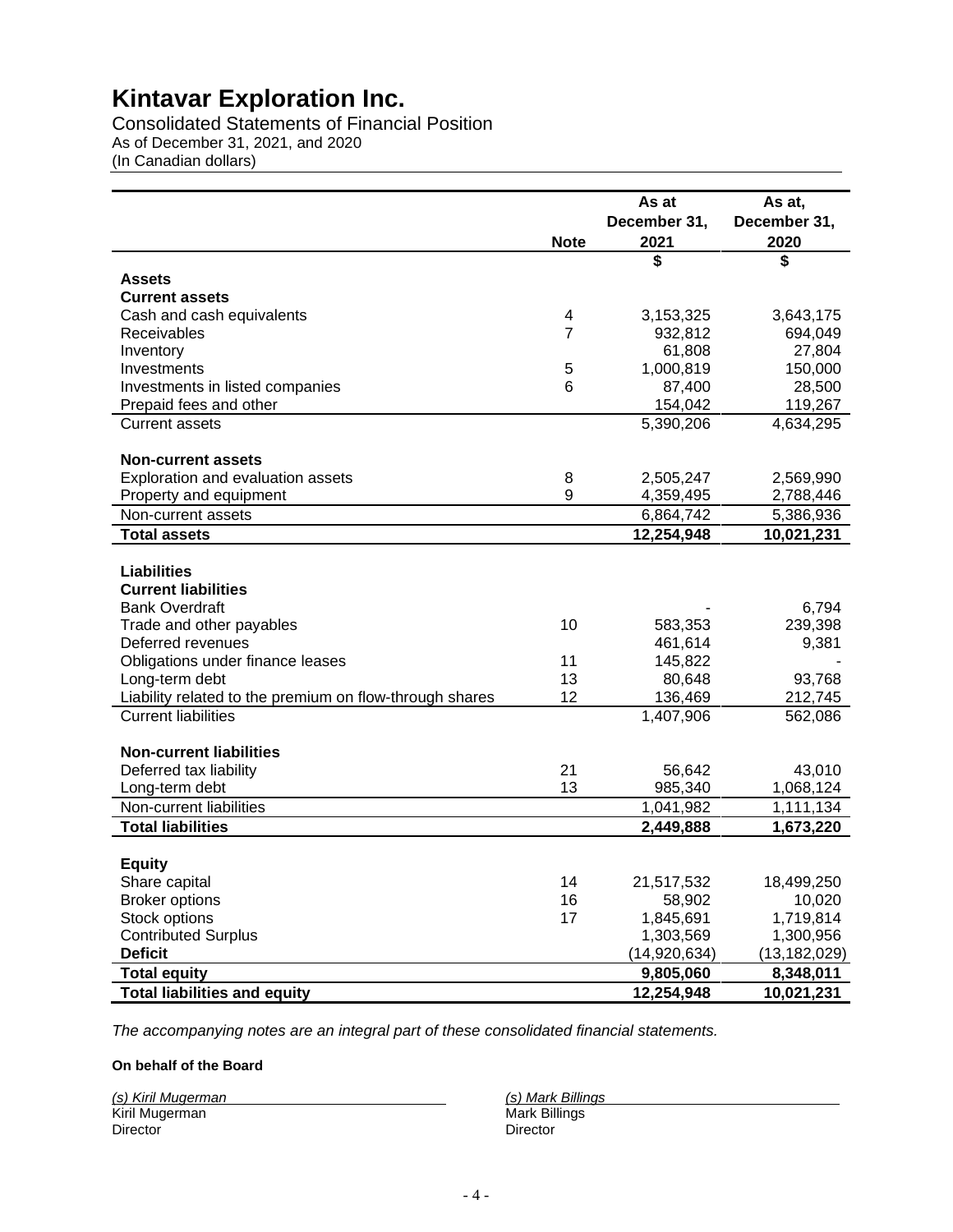# Kintavar Exploration Inc.

Consolidated Statements of Financial Position
As of December 31, 2021, and 2020
(In Canadian dollars)

| | Note | As at December 31, 2021 | As at, December 31, 2020 |
|---|---|---|---|
| | | $ | $ |
| **Assets** | | | |
| **Current assets** | | | |
| Cash and cash equivalents | 4 | 3,153,325 | 3,643,175 |
| Receivables | 7 | 932,812 | 694,049 |
| Inventory | | 61,808 | 27,804 |
| Investments | 5 | 1,000,819 | 150,000 |
| Investments in listed companies | 6 | 87,400 | 28,500 |
| Prepaid fees and other | | 154,042 | 119,267 |
| Current assets | | 5,390,206 | 4,634,295 |
| **Non-current assets** | | | |
| Exploration and evaluation assets | 8 | 2,505,247 | 2,569,990 |
| Property and equipment | 9 | 4,359,495 | 2,788,446 |
| Non-current assets | | 6,864,742 | 5,386,936 |
| **Total assets** | | **12,254,948** | **10,021,231** |
| **Liabilities** | | | |
| **Current liabilities** | | | |
| Bank Overdraft | | - | 6,794 |
| Trade and other payables | 10 | 583,353 | 239,398 |
| Deferred revenues | | 461,614 | 9,381 |
| Obligations under finance leases | 11 | 145,822 | - |
| Long-term debt | 13 | 80,648 | 93,768 |
| Liability related to the premium on flow-through shares | 12 | 136,469 | 212,745 |
| Current liabilities | | 1,407,906 | 562,086 |
| **Non-current liabilities** | | | |
| Deferred tax liability | 21 | 56,642 | 43,010 |
| Long-term debt | 13 | 985,340 | 1,068,124 |
| Non-current liabilities | | 1,041,982 | 1,111,134 |
| **Total liabilities** | | **2,449,888** | **1,673,220** |
| **Equity** | | | |
| Share capital | 14 | 21,517,532 | 18,499,250 |
| Broker options | 16 | 58,902 | 10,020 |
| Stock options | 17 | 1,845,691 | 1,719,814 |
| Contributed Surplus | | 1,303,569 | 1,300,956 |
| **Deficit** | | (14,920,634) | (13,182,029) |
| **Total equity** | | **9,805,060** | **8,348,011** |
| **Total liabilities and equity** | | **12,254,948** | **10,021,231** |

*The accompanying notes are an integral part of these consolidated financial statements.*

**On behalf of the Board**

*(s) Kiril Mugerman*
Kiril Mugerman
Director

*(s) Mark Billings*
Mark Billings
Director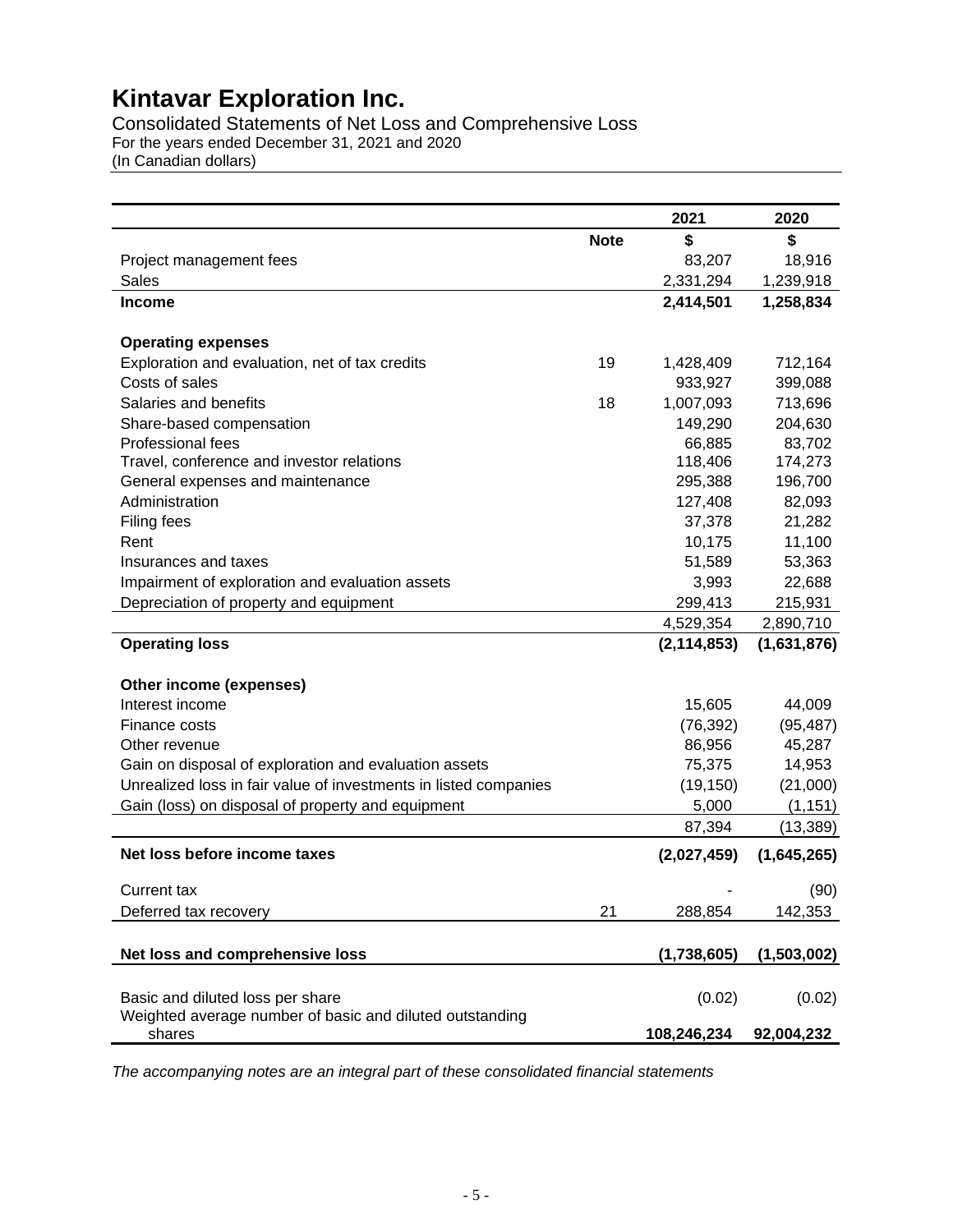# Kintavar Exploration Inc.

Consolidated Statements of Net Loss and Comprehensive Loss
For the years ended December 31, 2021 and 2020
(In Canadian dollars)

| | Note | 2021 | 2020 |
|---|---|---|---|
| | | **$** | **$** |
| Project management fees | | 83,207 | 18,916 |
| Sales | | 2,331,294 | 1,239,918 |
| **Income** | | **2,414,501** | **1,258,834** |
| | | | |
| **Operating expenses** | | | |
| Exploration and evaluation, net of tax credits | 19 | 1,428,409 | 712,164 |
| Costs of sales | | 933,927 | 399,088 |
| Salaries and benefits | 18 | 1,007,093 | 713,696 |
| Share-based compensation | | 149,290 | 204,630 |
| Professional fees | | 66,885 | 83,702 |
| Travel, conference and investor relations | | 118,406 | 174,273 |
| General expenses and maintenance | | 295,388 | 196,700 |
| Administration | | 127,408 | 82,093 |
| Filing fees | | 37,378 | 21,282 |
| Rent | | 10,175 | 11,100 |
| Insurances and taxes | | 51,589 | 53,363 |
| Impairment of exploration and evaluation assets | | 3,993 | 22,688 |
| Depreciation of property and equipment | | 299,413 | 215,931 |
| | | 4,529,354 | 2,890,710 |
| **Operating loss** | | **(2,114,853)** | **(1,631,876)** |
| | | | |
| **Other income (expenses)** | | | |
| Interest income | | 15,605 | 44,009 |
| Finance costs | | (76,392) | (95,487) |
| Other revenue | | 86,956 | 45,287 |
| Gain on disposal of exploration and evaluation assets | | 75,375 | 14,953 |
| Unrealized loss in fair value of investments in listed companies | | (19,150) | (21,000) |
| Gain (loss) on disposal of property and equipment | | 5,000 | (1,151) |
| | | 87,394 | (13,389) |
| **Net loss before income taxes** | | **(2,027,459)** | **(1,645,265)** |
| | | | |
| Current tax | | - | (90) |
| Deferred tax recovery | 21 | 288,854 | 142,353 |
| | | | |
| **Net loss and comprehensive loss** | | **(1,738,605)** | **(1,503,002)** |
| | | | |
| Basic and diluted loss per share | | (0.02) | (0.02) |
| Weighted average number of basic and diluted outstanding shares | | **108,246,234** | **92,004,232** |

*The accompanying notes are an integral part of these consolidated financial statements*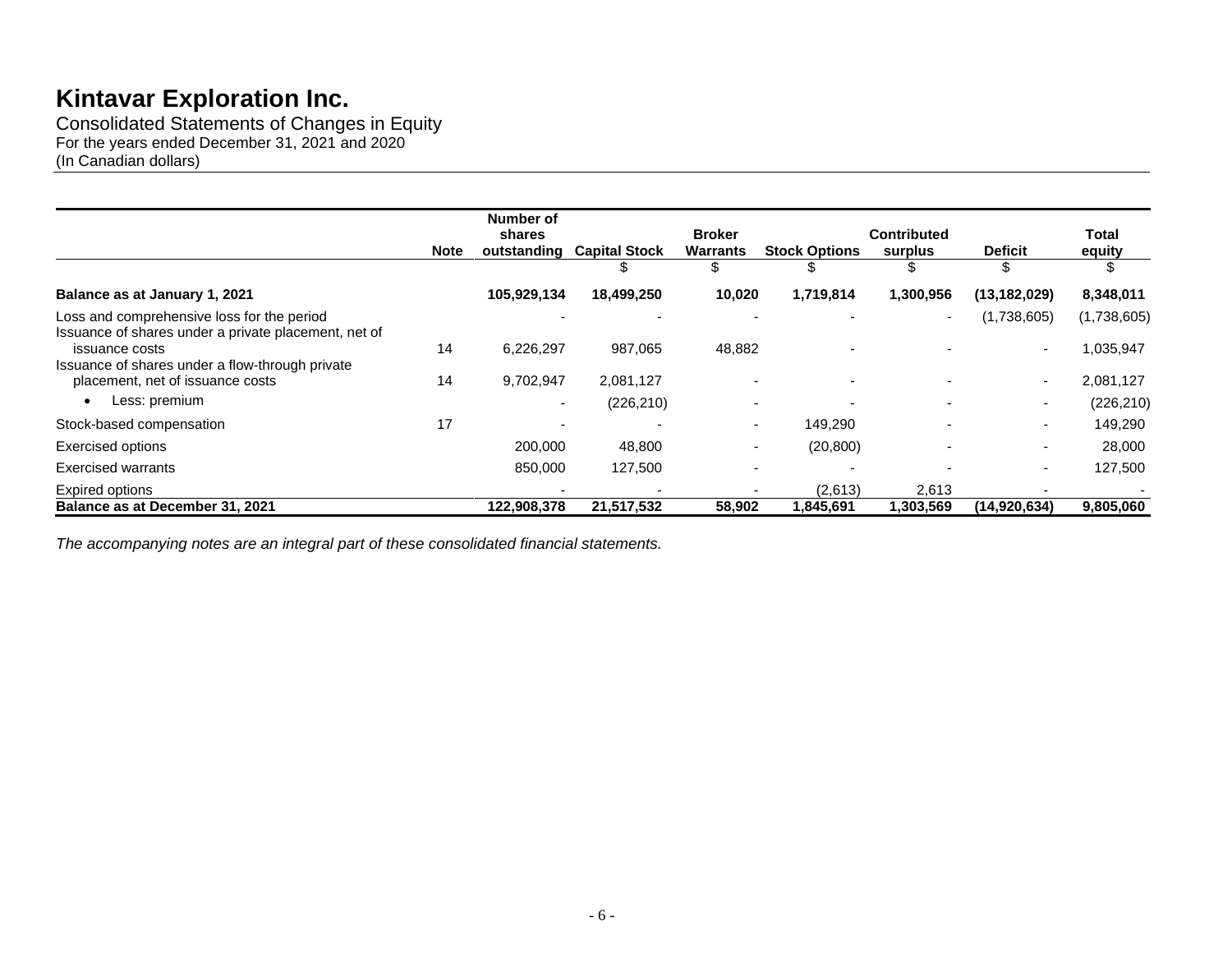# Kintavar Exploration Inc.

Consolidated Statements of Changes in Equity
For the years ended December 31, 2021 and 2020
(In Canadian dollars)

| | Note | Number of shares outstanding | Capital Stock | Broker Warrants | Stock Options | Contributed surplus | Deficit | Total equity |
|---|---|---|---|---|---|---|---|---|
| | | | $ | $ | $ | $ | $ | $ |
| **Balance as at January 1, 2021** | | **105,929,134** | **18,499,250** | **10,020** | **1,719,814** | **1,300,956** | **(13,182,029)** | **8,348,011** |
| Loss and comprehensive loss for the period | | - | - | - | - | - | (1,738,605) | (1,738,605) |
| Issuance of shares under a private placement, net of issuance costs | 14 | 6,226,297 | 987,065 | 48,882 | - | - | - | 1,035,947 |
| Issuance of shares under a flow-through private placement, net of issuance costs | 14 | 9,702,947 | 2,081,127 | - | - | - | - | 2,081,127 |
| • Less: premium | | - | (226,210) | - | - | - | - | (226,210) |
| Stock-based compensation | 17 | - | - | - | 149,290 | - | - | 149,290 |
| Exercised options | | 200,000 | 48,800 | - | (20,800) | - | - | 28,000 |
| Exercised warrants | | 850,000 | 127,500 | - | - | - | - | 127,500 |
| Expired options | | - | - | - | (2,613) | 2,613 | - | - |
| **Balance as at December 31, 2021** | | **122,908,378** | **21,517,532** | **58,902** | **1,845,691** | **1,303,569** | **(14,920,634)** | **9,805,060** |

*The accompanying notes are an integral part of these consolidated financial statements.*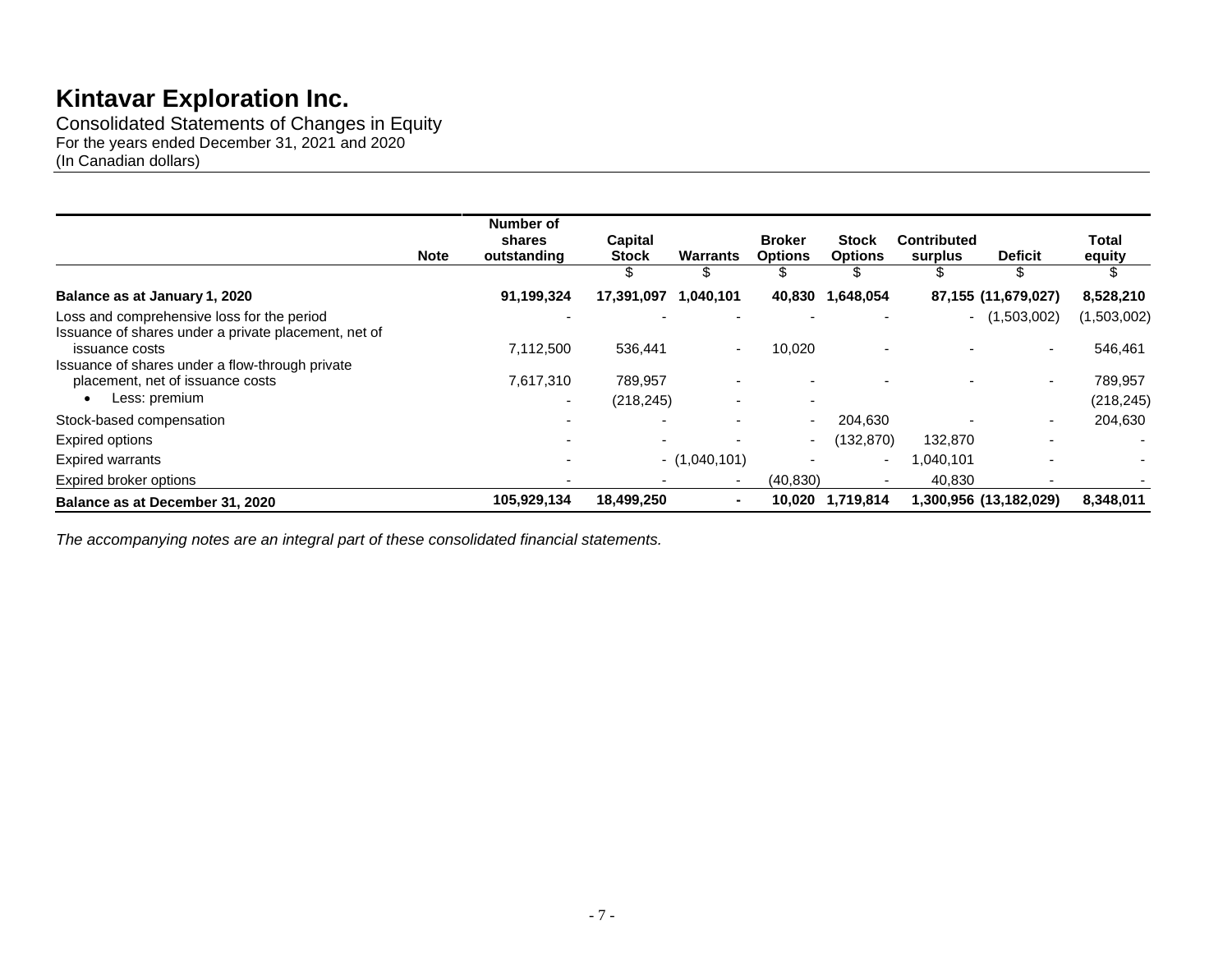# Kintavar Exploration Inc.

Consolidated Statements of Changes in Equity
For the years ended December 31, 2021 and 2020
(In Canadian dollars)

| | Note | Number of shares outstanding | Capital Stock | Warrants | Broker Options | Stock Options | Contributed surplus | Deficit | Total equity |
|---|---|---|---|---|---|---|---|---|---|
| | | | $ | $ | $ | $ | $ | $ | $ |
| **Balance as at January 1, 2020** | | **91,199,324** | **17,391,097** | **1,040,101** | **40,830** | **1,648,054** | **87,155** | **(11,679,027)** | **8,528,210** |
| Loss and comprehensive loss for the period | | - | - | - | - | - | - | (1,503,002) | (1,503,002) |
| Issuance of shares under a private placement, net of issuance costs | | 7,112,500 | 536,441 | - | 10,020 | - | - | - | 546,461 |
| Issuance of shares under a flow-through private placement, net of issuance costs | | 7,617,310 | 789,957 | - | - | - | - | - | 789,957 |
| • Less: premium | | - | (218,245) | - | - | | | | (218,245) |
| Stock-based compensation | | - | - | - | - | 204,630 | - | - | 204,630 |
| Expired options | | - | - | - | - | (132,870) | 132,870 | - | - |
| Expired warrants | | - | - | (1,040,101) | - | - | 1,040,101 | - | - |
| Expired broker options | | - | - | - | (40,830) | - | 40,830 | - | - |
| **Balance as at December 31, 2020** | | **105,929,134** | **18,499,250** | **-** | **10,020** | **1,719,814** | **1,300,956** | **(13,182,029)** | **8,348,011** |

*The accompanying notes are an integral part of these consolidated financial statements.*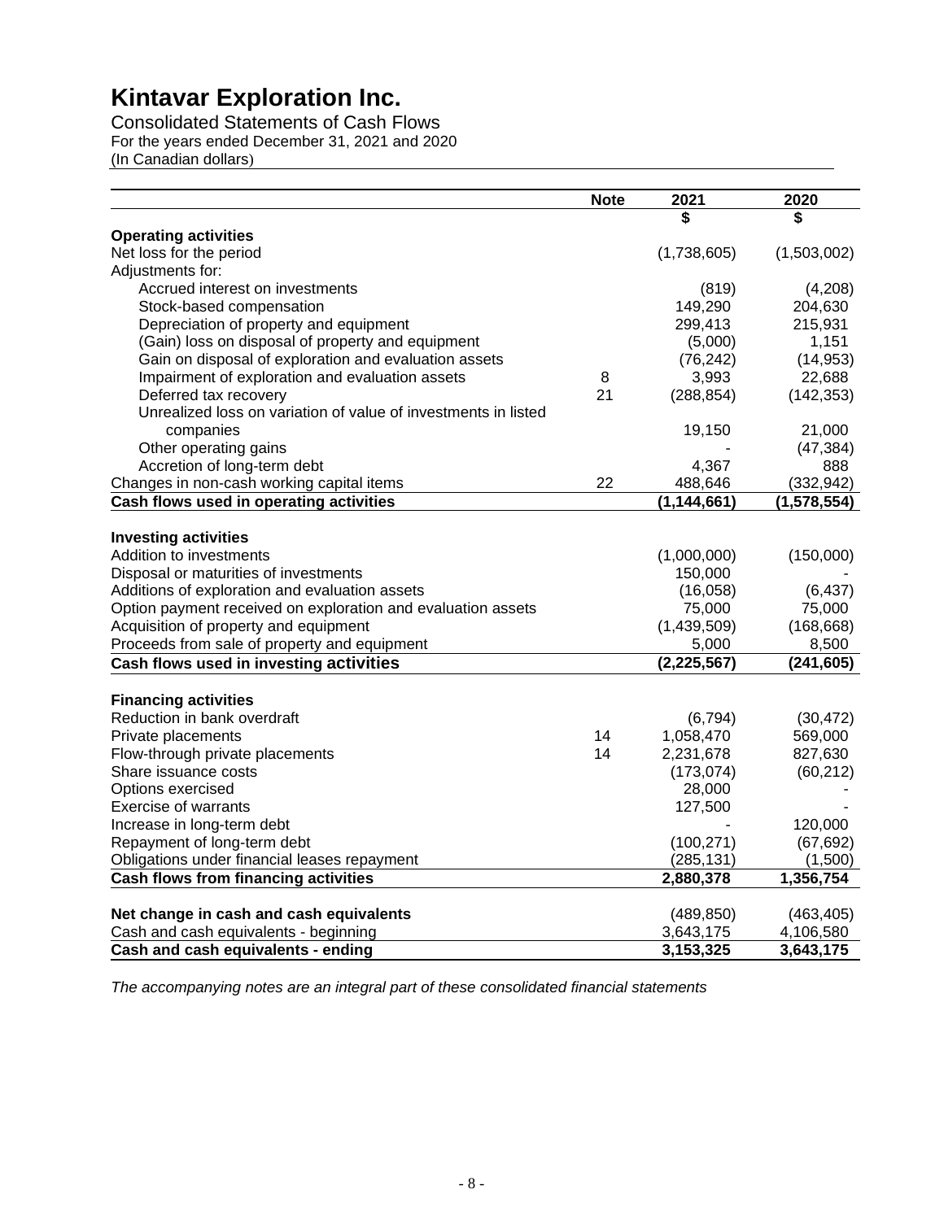# Kintavar Exploration Inc.

Consolidated Statements of Cash Flows
For the years ended December 31, 2021 and 2020
(In Canadian dollars)

| | Note | 2021 | 2020 |
|---|---|---|---|
| | | $ | $ |
| **Operating activities** | | | |
| Net loss for the period | | (1,738,605) | (1,503,002) |
| Adjustments for: | | | |
| Accrued interest on investments | | (819) | (4,208) |
| Stock-based compensation | | 149,290 | 204,630 |
| Depreciation of property and equipment | | 299,413 | 215,931 |
| (Gain) loss on disposal of property and equipment | | (5,000) | 1,151 |
| Gain on disposal of exploration and evaluation assets | | (76,242) | (14,953) |
| Impairment of exploration and evaluation assets | 8 | 3,993 | 22,688 |
| Deferred tax recovery | 21 | (288,854) | (142,353) |
| Unrealized loss on variation of value of investments in listed companies | | 19,150 | 21,000 |
| Other operating gains | | - | (47,384) |
| Accretion of long-term debt | | 4,367 | 888 |
| Changes in non-cash working capital items | 22 | 488,646 | (332,942) |
| **Cash flows used in operating activities** | | **(1,144,661)** | **(1,578,554)** |
| **Investing activities** | | | |
| Addition to investments | | (1,000,000) | (150,000) |
| Disposal or maturities of investments | | 150,000 | - |
| Additions of exploration and evaluation assets | | (16,058) | (6,437) |
| Option payment received on exploration and evaluation assets | | 75,000 | 75,000 |
| Acquisition of property and equipment | | (1,439,509) | (168,668) |
| Proceeds from sale of property and equipment | | 5,000 | 8,500 |
| **Cash flows used in investing activities** | | **(2,225,567)** | **(241,605)** |
| **Financing activities** | | | |
| Reduction in bank overdraft | | (6,794) | (30,472) |
| Private placements | 14 | 1,058,470 | 569,000 |
| Flow-through private placements | 14 | 2,231,678 | 827,630 |
| Share issuance costs | | (173,074) | (60,212) |
| Options exercised | | 28,000 | - |
| Exercise of warrants | | 127,500 | - |
| Increase in long-term debt | | - | 120,000 |
| Repayment of long-term debt | | (100,271) | (67,692) |
| Obligations under financial leases repayment | | (285,131) | (1,500) |
| **Cash flows from financing activities** | | **2,880,378** | **1,356,754** |
| **Net change in cash and cash equivalents** | | (489,850) | (463,405) |
| Cash and cash equivalents - beginning | | 3,643,175 | 4,106,580 |
| **Cash and cash equivalents - ending** | | **3,153,325** | **3,643,175** |

*The accompanying notes are an integral part of these consolidated financial statements*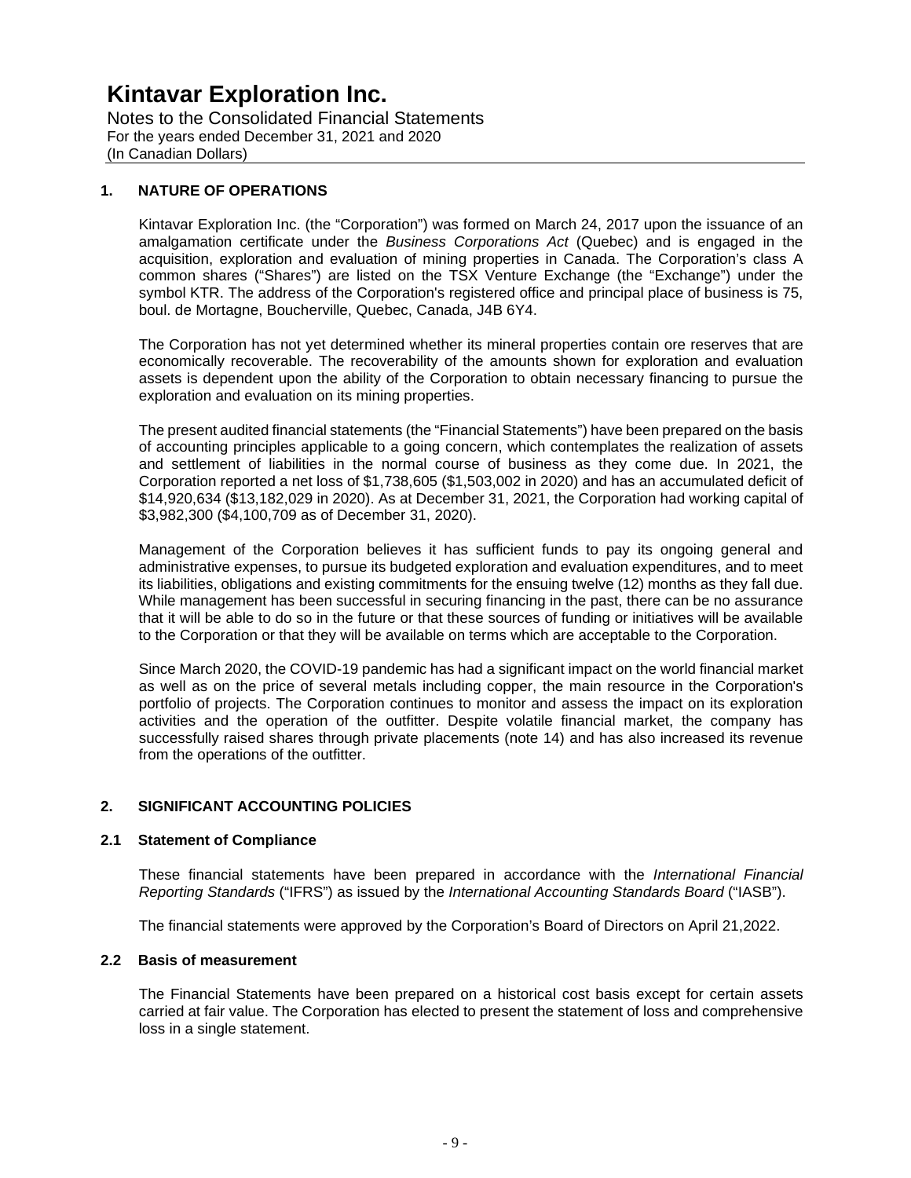# Kintavar Exploration Inc.

Notes to the Consolidated Financial Statements
For the years ended December 31, 2021 and 2020
(In Canadian Dollars)

## 1. NATURE OF OPERATIONS

Kintavar Exploration Inc. (the "Corporation") was formed on March 24, 2017 upon the issuance of an amalgamation certificate under the *Business Corporations Act* (Quebec) and is engaged in the acquisition, exploration and evaluation of mining properties in Canada. The Corporation's class A common shares ("Shares") are listed on the TSX Venture Exchange (the "Exchange") under the symbol KTR. The address of the Corporation's registered office and principal place of business is 75, boul. de Mortagne, Boucherville, Quebec, Canada, J4B 6Y4.

The Corporation has not yet determined whether its mineral properties contain ore reserves that are economically recoverable. The recoverability of the amounts shown for exploration and evaluation assets is dependent upon the ability of the Corporation to obtain necessary financing to pursue the exploration and evaluation on its mining properties.

The present audited financial statements (the "Financial Statements") have been prepared on the basis of accounting principles applicable to a going concern, which contemplates the realization of assets and settlement of liabilities in the normal course of business as they come due. In 2021, the Corporation reported a net loss of $1,738,605 ($1,503,002 in 2020) and has an accumulated deficit of $14,920,634 ($13,182,029 in 2020). As at December 31, 2021, the Corporation had working capital of $3,982,300 ($4,100,709 as of December 31, 2020).

Management of the Corporation believes it has sufficient funds to pay its ongoing general and administrative expenses, to pursue its budgeted exploration and evaluation expenditures, and to meet its liabilities, obligations and existing commitments for the ensuing twelve (12) months as they fall due. While management has been successful in securing financing in the past, there can be no assurance that it will be able to do so in the future or that these sources of funding or initiatives will be available to the Corporation or that they will be available on terms which are acceptable to the Corporation.

Since March 2020, the COVID-19 pandemic has had a significant impact on the world financial market as well as on the price of several metals including copper, the main resource in the Corporation's portfolio of projects. The Corporation continues to monitor and assess the impact on its exploration activities and the operation of the outfitter. Despite volatile financial market, the company has successfully raised shares through private placements (note 14) and has also increased its revenue from the operations of the outfitter.

## 2. SIGNIFICANT ACCOUNTING POLICIES

### 2.1 Statement of Compliance

These financial statements have been prepared in accordance with the *International Financial Reporting Standards* ("IFRS") as issued by the *International Accounting Standards Board* ("IASB").

The financial statements were approved by the Corporation's Board of Directors on April 21,2022.

### 2.2 Basis of measurement

The Financial Statements have been prepared on a historical cost basis except for certain assets carried at fair value. The Corporation has elected to present the statement of loss and comprehensive loss in a single statement.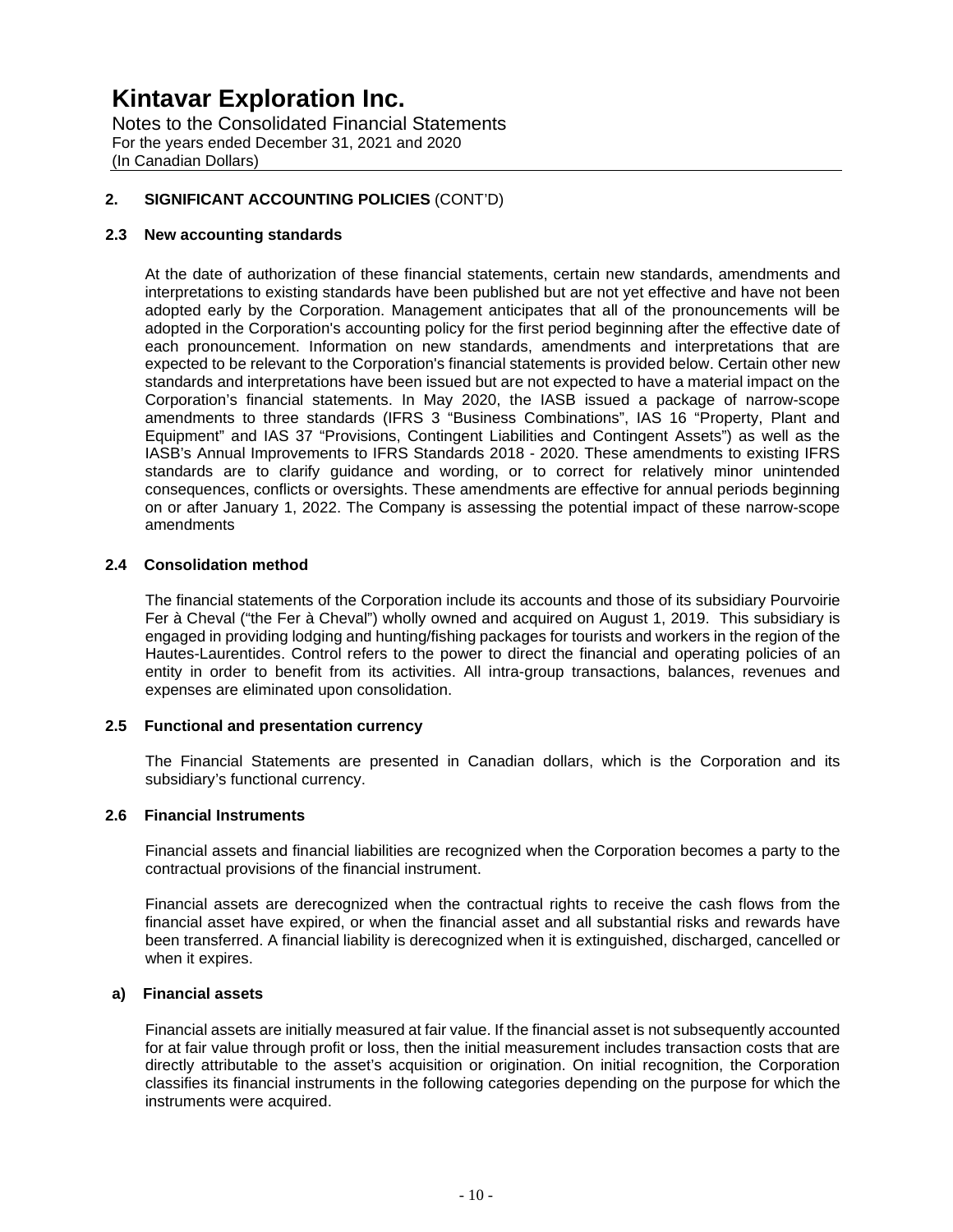# Kintavar Exploration Inc.

Notes to the Consolidated Financial Statements
For the years ended December 31, 2021 and 2020
(In Canadian Dollars)

## 2. SIGNIFICANT ACCOUNTING POLICIES (CONT'D)

### 2.3 New accounting standards

At the date of authorization of these financial statements, certain new standards, amendments and interpretations to existing standards have been published but are not yet effective and have not been adopted early by the Corporation. Management anticipates that all of the pronouncements will be adopted in the Corporation's accounting policy for the first period beginning after the effective date of each pronouncement. Information on new standards, amendments and interpretations that are expected to be relevant to the Corporation's financial statements is provided below. Certain other new standards and interpretations have been issued but are not expected to have a material impact on the Corporation's financial statements. In May 2020, the IASB issued a package of narrow-scope amendments to three standards (IFRS 3 "Business Combinations", IAS 16 "Property, Plant and Equipment" and IAS 37 "Provisions, Contingent Liabilities and Contingent Assets") as well as the IASB's Annual Improvements to IFRS Standards 2018 - 2020. These amendments to existing IFRS standards are to clarify guidance and wording, or to correct for relatively minor unintended consequences, conflicts or oversights. These amendments are effective for annual periods beginning on or after January 1, 2022. The Company is assessing the potential impact of these narrow-scope amendments

### 2.4 Consolidation method

The financial statements of the Corporation include its accounts and those of its subsidiary Pourvoirie Fer à Cheval ("the Fer à Cheval") wholly owned and acquired on August 1, 2019. This subsidiary is engaged in providing lodging and hunting/fishing packages for tourists and workers in the region of the Hautes-Laurentides. Control refers to the power to direct the financial and operating policies of an entity in order to benefit from its activities. All intra-group transactions, balances, revenues and expenses are eliminated upon consolidation.

### 2.5 Functional and presentation currency

The Financial Statements are presented in Canadian dollars, which is the Corporation and its subsidiary's functional currency.

### 2.6 Financial Instruments

Financial assets and financial liabilities are recognized when the Corporation becomes a party to the contractual provisions of the financial instrument.

Financial assets are derecognized when the contractual rights to receive the cash flows from the financial asset have expired, or when the financial asset and all substantial risks and rewards have been transferred. A financial liability is derecognized when it is extinguished, discharged, cancelled or when it expires.

#### a) Financial assets

Financial assets are initially measured at fair value. If the financial asset is not subsequently accounted for at fair value through profit or loss, then the initial measurement includes transaction costs that are directly attributable to the asset's acquisition or origination. On initial recognition, the Corporation classifies its financial instruments in the following categories depending on the purpose for which the instruments were acquired.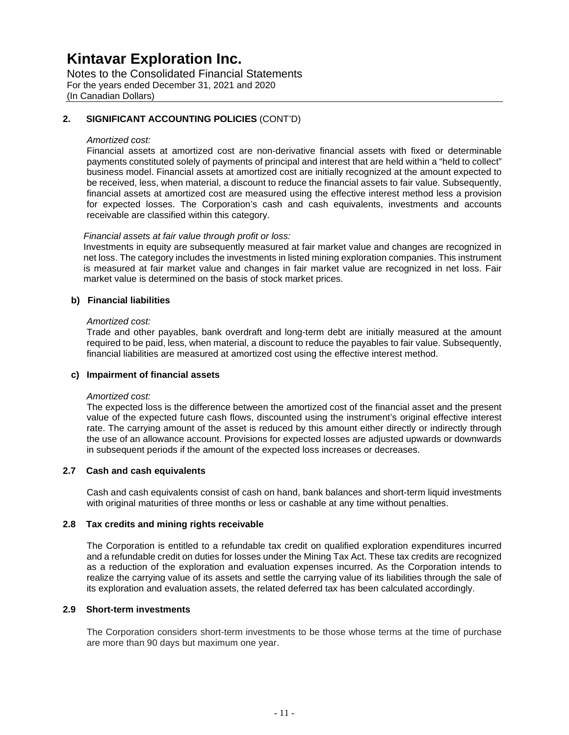# Kintavar Exploration Inc.

Notes to the Consolidated Financial Statements
For the years ended December 31, 2021 and 2020
(In Canadian Dollars)

## 2. SIGNIFICANT ACCOUNTING POLICIES (CONT'D)

*Amortized cost:*

Financial assets at amortized cost are non-derivative financial assets with fixed or determinable payments constituted solely of payments of principal and interest that are held within a "held to collect" business model. Financial assets at amortized cost are initially recognized at the amount expected to be received, less, when material, a discount to reduce the financial assets to fair value. Subsequently, financial assets at amortized cost are measured using the effective interest method less a provision for expected losses. The Corporation's cash and cash equivalents, investments and accounts receivable are classified within this category.

*Financial assets at fair value through profit or loss:*

Investments in equity are subsequently measured at fair market value and changes are recognized in net loss. The category includes the investments in listed mining exploration companies. This instrument is measured at fair market value and changes in fair market value are recognized in net loss. Fair market value is determined on the basis of stock market prices.

### b) Financial liabilities

*Amortized cost:*

Trade and other payables, bank overdraft and long-term debt are initially measured at the amount required to be paid, less, when material, a discount to reduce the payables to fair value. Subsequently, financial liabilities are measured at amortized cost using the effective interest method.

### c) Impairment of financial assets

*Amortized cost:*

The expected loss is the difference between the amortized cost of the financial asset and the present value of the expected future cash flows, discounted using the instrument's original effective interest rate. The carrying amount of the asset is reduced by this amount either directly or indirectly through the use of an allowance account. Provisions for expected losses are adjusted upwards or downwards in subsequent periods if the amount of the expected loss increases or decreases.

### 2.7 Cash and cash equivalents

Cash and cash equivalents consist of cash on hand, bank balances and short-term liquid investments with original maturities of three months or less or cashable at any time without penalties.

### 2.8 Tax credits and mining rights receivable

The Corporation is entitled to a refundable tax credit on qualified exploration expenditures incurred and a refundable credit on duties for losses under the Mining Tax Act. These tax credits are recognized as a reduction of the exploration and evaluation expenses incurred. As the Corporation intends to realize the carrying value of its assets and settle the carrying value of its liabilities through the sale of its exploration and evaluation assets, the related deferred tax has been calculated accordingly.

### 2.9 Short-term investments

The Corporation considers short-term investments to be those whose terms at the time of purchase are more than 90 days but maximum one year.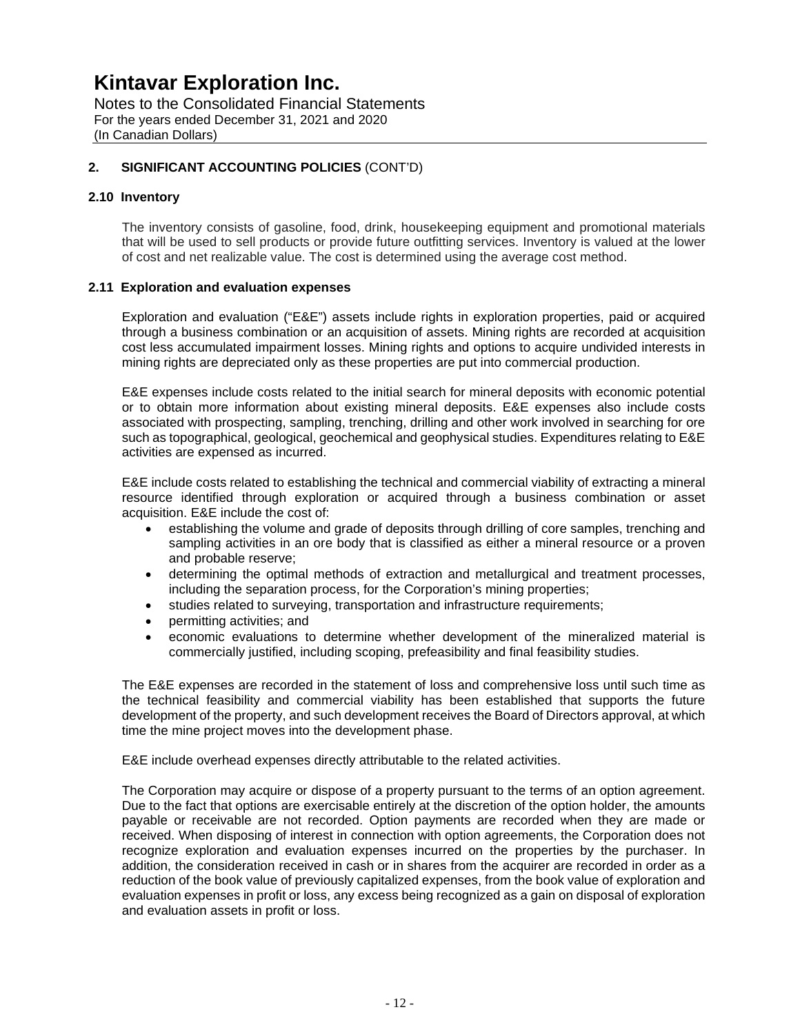## 2. SIGNIFICANT ACCOUNTING POLICIES (CONT'D)

### 2.10 Inventory

The inventory consists of gasoline, food, drink, housekeeping equipment and promotional materials that will be used to sell products or provide future outfitting services. Inventory is valued at the lower of cost and net realizable value. The cost is determined using the average cost method.

### 2.11 Exploration and evaluation expenses

Exploration and evaluation ("E&E") assets include rights in exploration properties, paid or acquired through a business combination or an acquisition of assets. Mining rights are recorded at acquisition cost less accumulated impairment losses. Mining rights and options to acquire undivided interests in mining rights are depreciated only as these properties are put into commercial production.

E&E expenses include costs related to the initial search for mineral deposits with economic potential or to obtain more information about existing mineral deposits. E&E expenses also include costs associated with prospecting, sampling, trenching, drilling and other work involved in searching for ore such as topographical, geological, geochemical and geophysical studies. Expenditures relating to E&E activities are expensed as incurred.

E&E include costs related to establishing the technical and commercial viability of extracting a mineral resource identified through exploration or acquired through a business combination or asset acquisition. E&E include the cost of:

- establishing the volume and grade of deposits through drilling of core samples, trenching and sampling activities in an ore body that is classified as either a mineral resource or a proven and probable reserve;
- determining the optimal methods of extraction and metallurgical and treatment processes, including the separation process, for the Corporation's mining properties;
- studies related to surveying, transportation and infrastructure requirements;
- permitting activities; and
- economic evaluations to determine whether development of the mineralized material is commercially justified, including scoping, prefeasibility and final feasibility studies.

The E&E expenses are recorded in the statement of loss and comprehensive loss until such time as the technical feasibility and commercial viability has been established that supports the future development of the property, and such development receives the Board of Directors approval, at which time the mine project moves into the development phase.

E&E include overhead expenses directly attributable to the related activities.

The Corporation may acquire or dispose of a property pursuant to the terms of an option agreement. Due to the fact that options are exercisable entirely at the discretion of the option holder, the amounts payable or receivable are not recorded. Option payments are recorded when they are made or received. When disposing of interest in connection with option agreements, the Corporation does not recognize exploration and evaluation expenses incurred on the properties by the purchaser. In addition, the consideration received in cash or in shares from the acquirer are recorded in order as a reduction of the book value of previously capitalized expenses, from the book value of exploration and evaluation expenses in profit or loss, any excess being recognized as a gain on disposal of exploration and evaluation assets in profit or loss.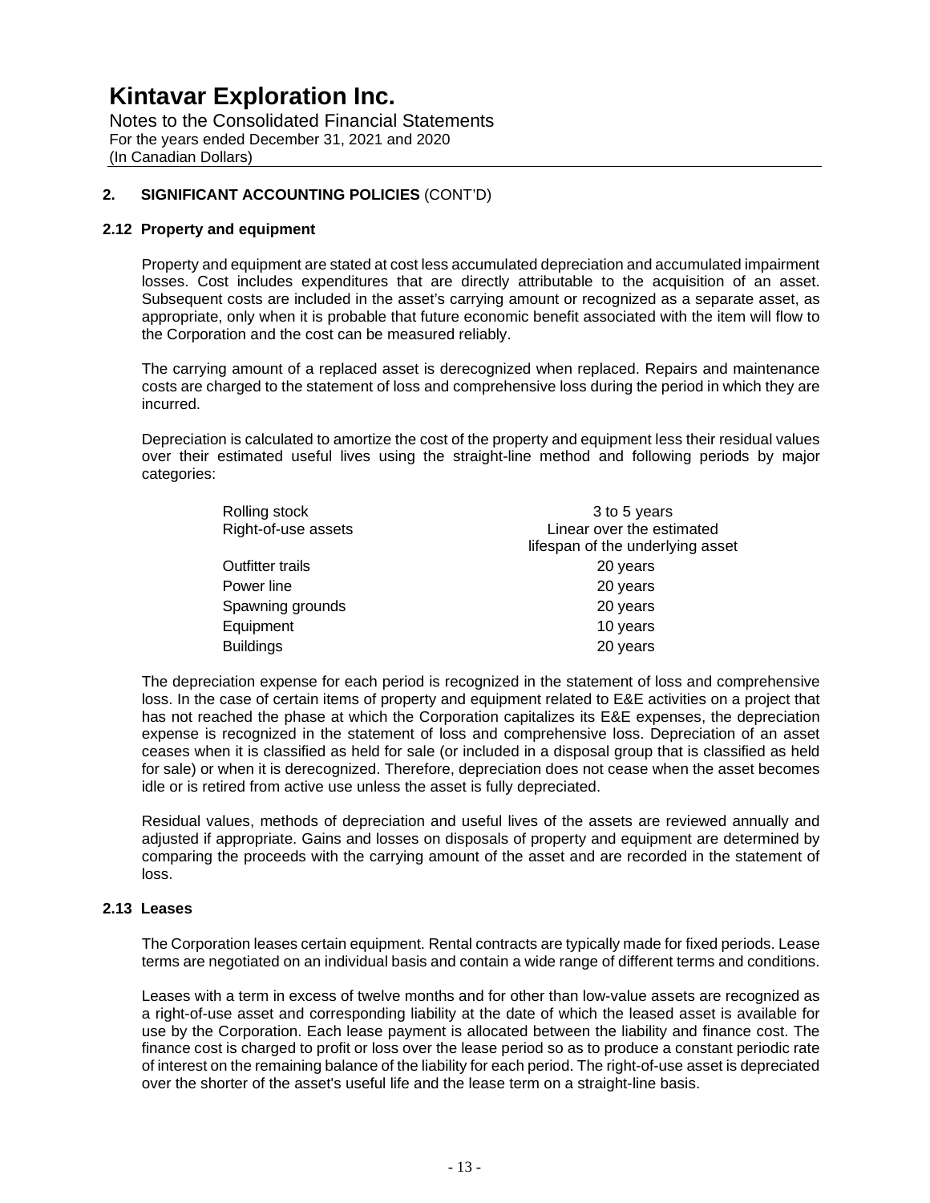# Kintavar Exploration Inc.

Notes to the Consolidated Financial Statements
For the years ended December 31, 2021 and 2020
(In Canadian Dollars)

## 2. SIGNIFICANT ACCOUNTING POLICIES (CONT'D)

### 2.12 Property and equipment

Property and equipment are stated at cost less accumulated depreciation and accumulated impairment losses. Cost includes expenditures that are directly attributable to the acquisition of an asset. Subsequent costs are included in the asset's carrying amount or recognized as a separate asset, as appropriate, only when it is probable that future economic benefit associated with the item will flow to the Corporation and the cost can be measured reliably.

The carrying amount of a replaced asset is derecognized when replaced. Repairs and maintenance costs are charged to the statement of loss and comprehensive loss during the period in which they are incurred.

Depreciation is calculated to amortize the cost of the property and equipment less their residual values over their estimated useful lives using the straight-line method and following periods by major categories:

| | |
|---|---|
| Rolling stock | 3 to 5 years |
| Right-of-use assets | Linear over the estimated lifespan of the underlying asset |
| Outfitter trails | 20 years |
| Power line | 20 years |
| Spawning grounds | 20 years |
| Equipment | 10 years |
| Buildings | 20 years |

The depreciation expense for each period is recognized in the statement of loss and comprehensive loss. In the case of certain items of property and equipment related to E&E activities on a project that has not reached the phase at which the Corporation capitalizes its E&E expenses, the depreciation expense is recognized in the statement of loss and comprehensive loss. Depreciation of an asset ceases when it is classified as held for sale (or included in a disposal group that is classified as held for sale) or when it is derecognized. Therefore, depreciation does not cease when the asset becomes idle or is retired from active use unless the asset is fully depreciated.

Residual values, methods of depreciation and useful lives of the assets are reviewed annually and adjusted if appropriate. Gains and losses on disposals of property and equipment are determined by comparing the proceeds with the carrying amount of the asset and are recorded in the statement of loss.

### 2.13 Leases

The Corporation leases certain equipment. Rental contracts are typically made for fixed periods. Lease terms are negotiated on an individual basis and contain a wide range of different terms and conditions.

Leases with a term in excess of twelve months and for other than low-value assets are recognized as a right-of-use asset and corresponding liability at the date of which the leased asset is available for use by the Corporation. Each lease payment is allocated between the liability and finance cost. The finance cost is charged to profit or loss over the lease period so as to produce a constant periodic rate of interest on the remaining balance of the liability for each period. The right-of-use asset is depreciated over the shorter of the asset's useful life and the lease term on a straight-line basis.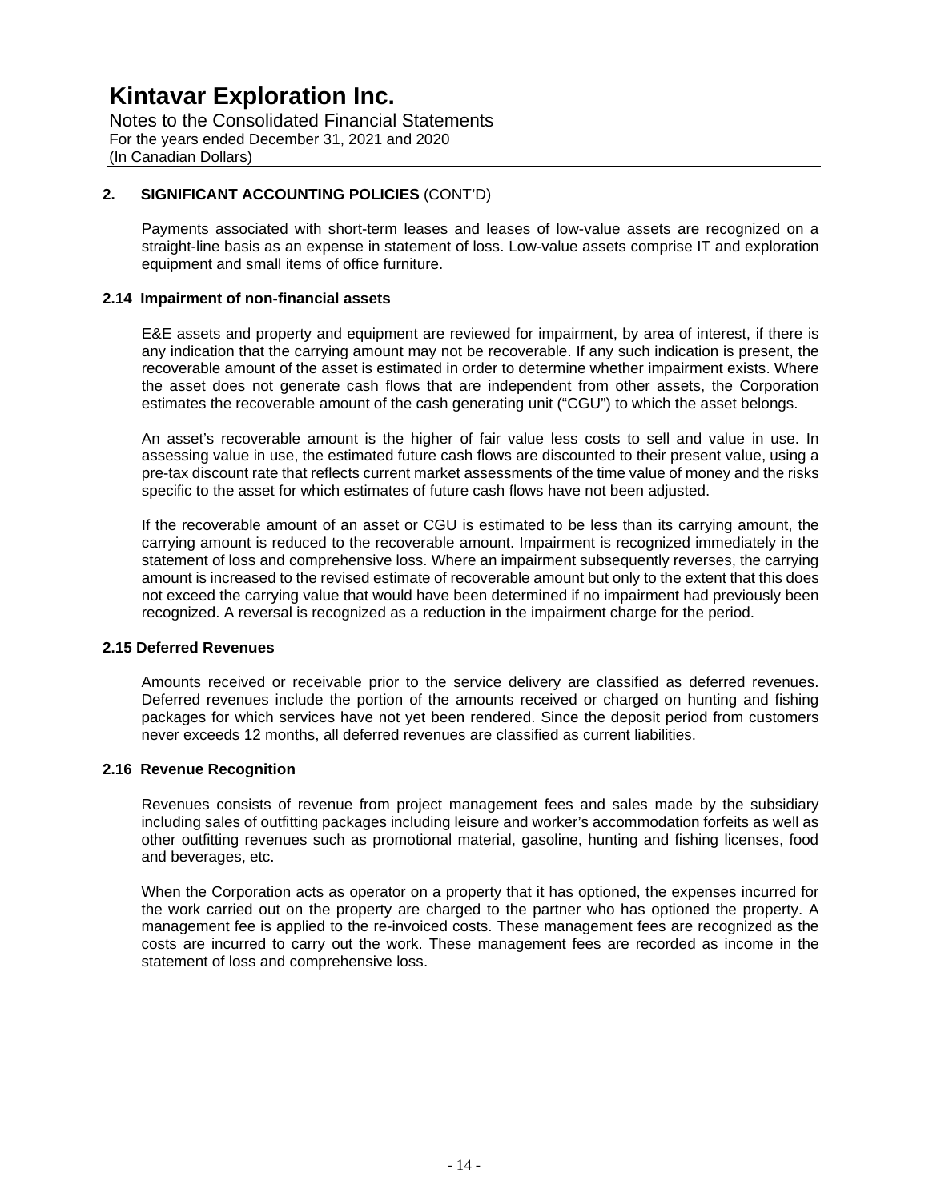## 2. SIGNIFICANT ACCOUNTING POLICIES (CONT'D)

Payments associated with short-term leases and leases of low-value assets are recognized on a straight-line basis as an expense in statement of loss. Low-value assets comprise IT and exploration equipment and small items of office furniture.

### 2.14 Impairment of non-financial assets

E&E assets and property and equipment are reviewed for impairment, by area of interest, if there is any indication that the carrying amount may not be recoverable. If any such indication is present, the recoverable amount of the asset is estimated in order to determine whether impairment exists. Where the asset does not generate cash flows that are independent from other assets, the Corporation estimates the recoverable amount of the cash generating unit ("CGU") to which the asset belongs.

An asset's recoverable amount is the higher of fair value less costs to sell and value in use. In assessing value in use, the estimated future cash flows are discounted to their present value, using a pre-tax discount rate that reflects current market assessments of the time value of money and the risks specific to the asset for which estimates of future cash flows have not been adjusted.

If the recoverable amount of an asset or CGU is estimated to be less than its carrying amount, the carrying amount is reduced to the recoverable amount. Impairment is recognized immediately in the statement of loss and comprehensive loss. Where an impairment subsequently reverses, the carrying amount is increased to the revised estimate of recoverable amount but only to the extent that this does not exceed the carrying value that would have been determined if no impairment had previously been recognized. A reversal is recognized as a reduction in the impairment charge for the period.

### 2.15 Deferred Revenues

Amounts received or receivable prior to the service delivery are classified as deferred revenues. Deferred revenues include the portion of the amounts received or charged on hunting and fishing packages for which services have not yet been rendered. Since the deposit period from customers never exceeds 12 months, all deferred revenues are classified as current liabilities.

### 2.16 Revenue Recognition

Revenues consists of revenue from project management fees and sales made by the subsidiary including sales of outfitting packages including leisure and worker's accommodation forfeits as well as other outfitting revenues such as promotional material, gasoline, hunting and fishing licenses, food and beverages, etc.

When the Corporation acts as operator on a property that it has optioned, the expenses incurred for the work carried out on the property are charged to the partner who has optioned the property. A management fee is applied to the re-invoiced costs. These management fees are recognized as the costs are incurred to carry out the work. These management fees are recorded as income in the statement of loss and comprehensive loss.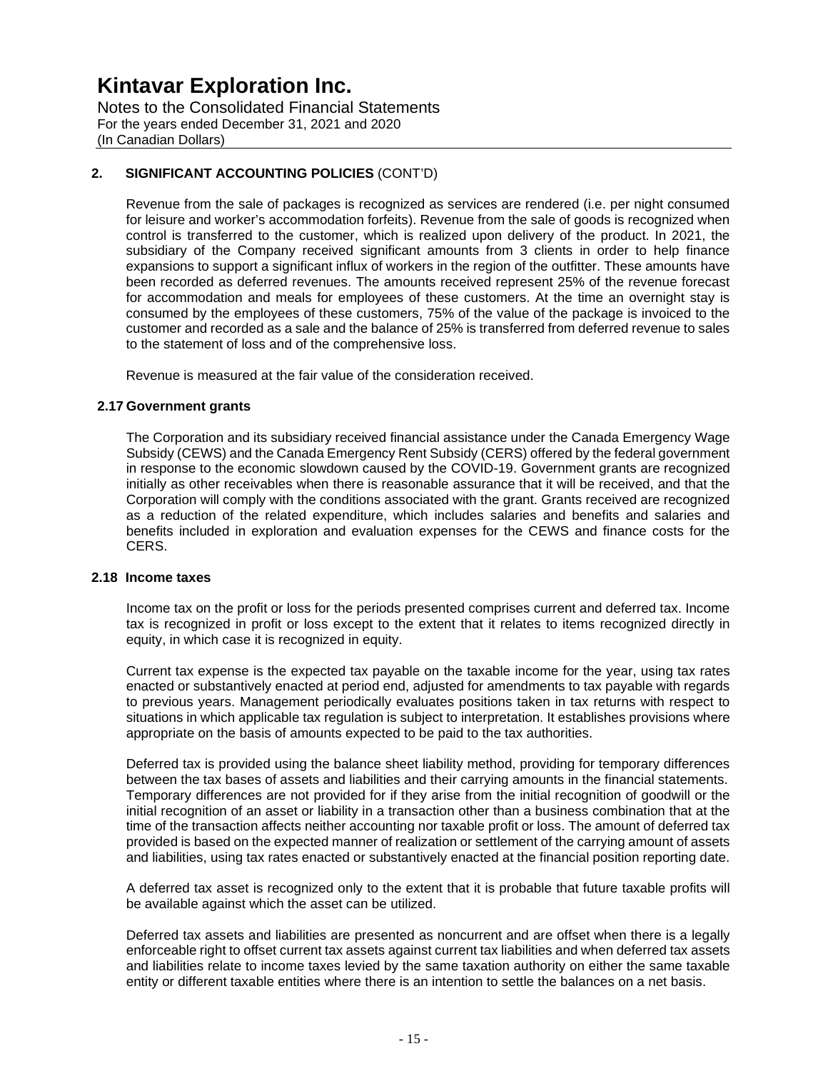## 2. SIGNIFICANT ACCOUNTING POLICIES (CONT'D)

Revenue from the sale of packages is recognized as services are rendered (i.e. per night consumed for leisure and worker's accommodation forfeits). Revenue from the sale of goods is recognized when control is transferred to the customer, which is realized upon delivery of the product. In 2021, the subsidiary of the Company received significant amounts from 3 clients in order to help finance expansions to support a significant influx of workers in the region of the outfitter. These amounts have been recorded as deferred revenues. The amounts received represent 25% of the revenue forecast for accommodation and meals for employees of these customers. At the time an overnight stay is consumed by the employees of these customers, 75% of the value of the package is invoiced to the customer and recorded as a sale and the balance of 25% is transferred from deferred revenue to sales to the statement of loss and of the comprehensive loss.

Revenue is measured at the fair value of the consideration received.

### 2.17 Government grants

The Corporation and its subsidiary received financial assistance under the Canada Emergency Wage Subsidy (CEWS) and the Canada Emergency Rent Subsidy (CERS) offered by the federal government in response to the economic slowdown caused by the COVID-19. Government grants are recognized initially as other receivables when there is reasonable assurance that it will be received, and that the Corporation will comply with the conditions associated with the grant. Grants received are recognized as a reduction of the related expenditure, which includes salaries and benefits and salaries and benefits included in exploration and evaluation expenses for the CEWS and finance costs for the CERS.

### 2.18 Income taxes

Income tax on the profit or loss for the periods presented comprises current and deferred tax. Income tax is recognized in profit or loss except to the extent that it relates to items recognized directly in equity, in which case it is recognized in equity.

Current tax expense is the expected tax payable on the taxable income for the year, using tax rates enacted or substantively enacted at period end, adjusted for amendments to tax payable with regards to previous years. Management periodically evaluates positions taken in tax returns with respect to situations in which applicable tax regulation is subject to interpretation. It establishes provisions where appropriate on the basis of amounts expected to be paid to the tax authorities.

Deferred tax is provided using the balance sheet liability method, providing for temporary differences between the tax bases of assets and liabilities and their carrying amounts in the financial statements. Temporary differences are not provided for if they arise from the initial recognition of goodwill or the initial recognition of an asset or liability in a transaction other than a business combination that at the time of the transaction affects neither accounting nor taxable profit or loss. The amount of deferred tax provided is based on the expected manner of realization or settlement of the carrying amount of assets and liabilities, using tax rates enacted or substantively enacted at the financial position reporting date.

A deferred tax asset is recognized only to the extent that it is probable that future taxable profits will be available against which the asset can be utilized.

Deferred tax assets and liabilities are presented as noncurrent and are offset when there is a legally enforceable right to offset current tax assets against current tax liabilities and when deferred tax assets and liabilities relate to income taxes levied by the same taxation authority on either the same taxable entity or different taxable entities where there is an intention to settle the balances on a net basis.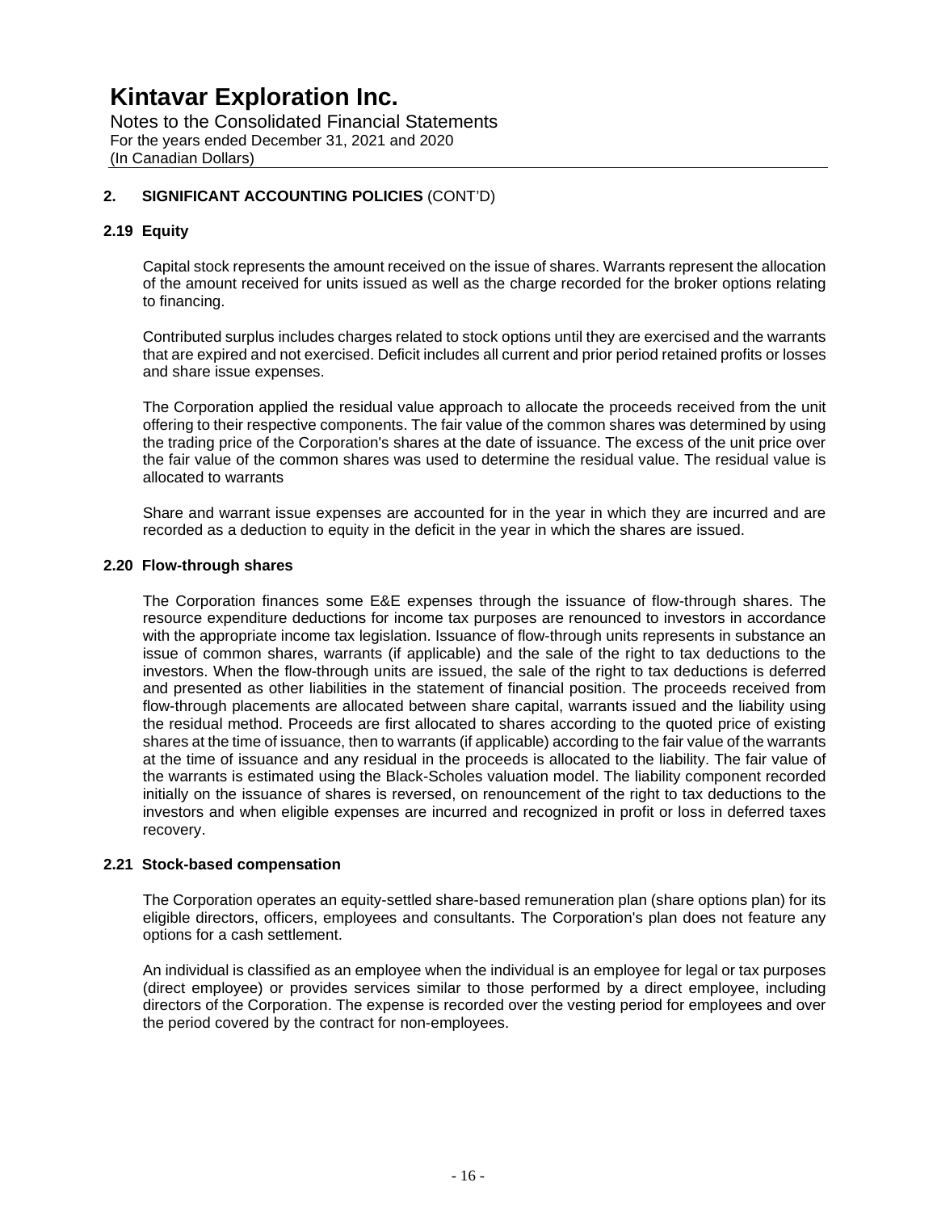## 2. SIGNIFICANT ACCOUNTING POLICIES (CONT'D)

### 2.19 Equity

Capital stock represents the amount received on the issue of shares. Warrants represent the allocation of the amount received for units issued as well as the charge recorded for the broker options relating to financing.

Contributed surplus includes charges related to stock options until they are exercised and the warrants that are expired and not exercised. Deficit includes all current and prior period retained profits or losses and share issue expenses.

The Corporation applied the residual value approach to allocate the proceeds received from the unit offering to their respective components. The fair value of the common shares was determined by using the trading price of the Corporation's shares at the date of issuance. The excess of the unit price over the fair value of the common shares was used to determine the residual value. The residual value is allocated to warrants

Share and warrant issue expenses are accounted for in the year in which they are incurred and are recorded as a deduction to equity in the deficit in the year in which the shares are issued.

### 2.20 Flow-through shares

The Corporation finances some E&E expenses through the issuance of flow-through shares. The resource expenditure deductions for income tax purposes are renounced to investors in accordance with the appropriate income tax legislation. Issuance of flow-through units represents in substance an issue of common shares, warrants (if applicable) and the sale of the right to tax deductions to the investors. When the flow-through units are issued, the sale of the right to tax deductions is deferred and presented as other liabilities in the statement of financial position. The proceeds received from flow-through placements are allocated between share capital, warrants issued and the liability using the residual method. Proceeds are first allocated to shares according to the quoted price of existing shares at the time of issuance, then to warrants (if applicable) according to the fair value of the warrants at the time of issuance and any residual in the proceeds is allocated to the liability. The fair value of the warrants is estimated using the Black-Scholes valuation model. The liability component recorded initially on the issuance of shares is reversed, on renouncement of the right to tax deductions to the investors and when eligible expenses are incurred and recognized in profit or loss in deferred taxes recovery.

### 2.21 Stock-based compensation

The Corporation operates an equity-settled share-based remuneration plan (share options plan) for its eligible directors, officers, employees and consultants. The Corporation's plan does not feature any options for a cash settlement.

An individual is classified as an employee when the individual is an employee for legal or tax purposes (direct employee) or provides services similar to those performed by a direct employee, including directors of the Corporation. The expense is recorded over the vesting period for employees and over the period covered by the contract for non-employees.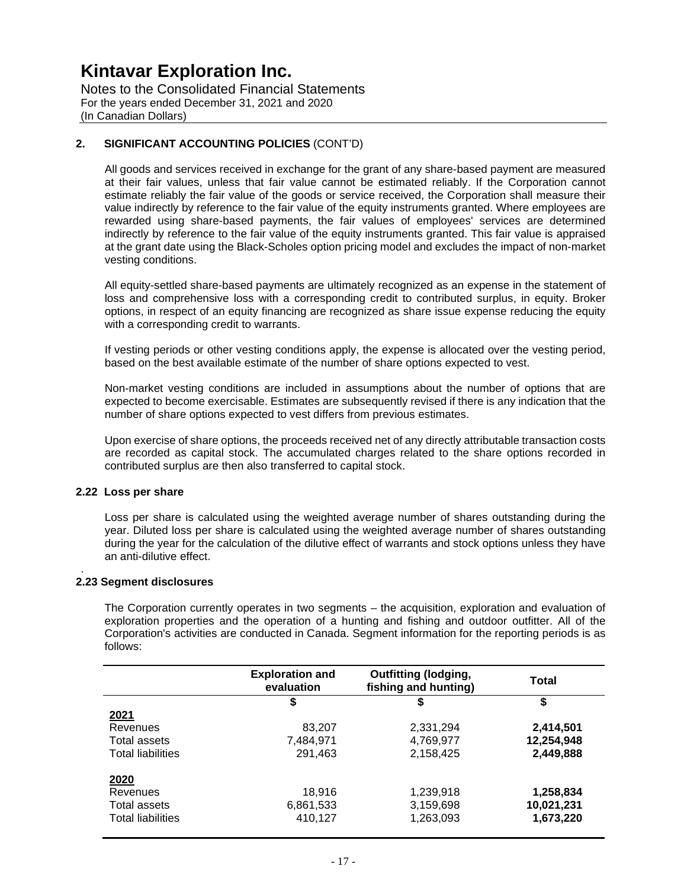## 2. SIGNIFICANT ACCOUNTING POLICIES (CONT'D)

All goods and services received in exchange for the grant of any share-based payment are measured at their fair values, unless that fair value cannot be estimated reliably. If the Corporation cannot estimate reliably the fair value of the goods or service received, the Corporation shall measure their value indirectly by reference to the fair value of the equity instruments granted. Where employees are rewarded using share-based payments, the fair values of employees' services are determined indirectly by reference to the fair value of the equity instruments granted. This fair value is appraised at the grant date using the Black-Scholes option pricing model and excludes the impact of non-market vesting conditions.

All equity-settled share-based payments are ultimately recognized as an expense in the statement of loss and comprehensive loss with a corresponding credit to contributed surplus, in equity. Broker options, in respect of an equity financing are recognized as share issue expense reducing the equity with a corresponding credit to warrants.

If vesting periods or other vesting conditions apply, the expense is allocated over the vesting period, based on the best available estimate of the number of share options expected to vest.

Non-market vesting conditions are included in assumptions about the number of options that are expected to become exercisable. Estimates are subsequently revised if there is any indication that the number of share options expected to vest differs from previous estimates.

Upon exercise of share options, the proceeds received net of any directly attributable transaction costs are recorded as capital stock. The accumulated charges related to the share options recorded in contributed surplus are then also transferred to capital stock.

### 2.22 Loss per share

Loss per share is calculated using the weighted average number of shares outstanding during the year. Diluted loss per share is calculated using the weighted average number of shares outstanding during the year for the calculation of the dilutive effect of warrants and stock options unless they have an anti-dilutive effect.

### 2.23 Segment disclosures

The Corporation currently operates in two segments – the acquisition, exploration and evaluation of exploration properties and the operation of a hunting and fishing and outdoor outfitter. All of the Corporation's activities are conducted in Canada. Segment information for the reporting periods is as follows:

| | Exploration and evaluation | Outfitting (lodging, fishing and hunting) | Total |
|---|---|---|---|
| | $ | $ | $ |
| **2021** | | | |
| Revenues | 83,207 | 2,331,294 | **2,414,501** |
| Total assets | 7,484,971 | 4,769,977 | **12,254,948** |
| Total liabilities | 291,463 | 2,158,425 | **2,449,888** |
| **2020** | | | |
| Revenues | 18,916 | 1,239,918 | **1,258,834** |
| Total assets | 6,861,533 | 3,159,698 | **10,021,231** |
| Total liabilities | 410,127 | 1,263,093 | **1,673,220** |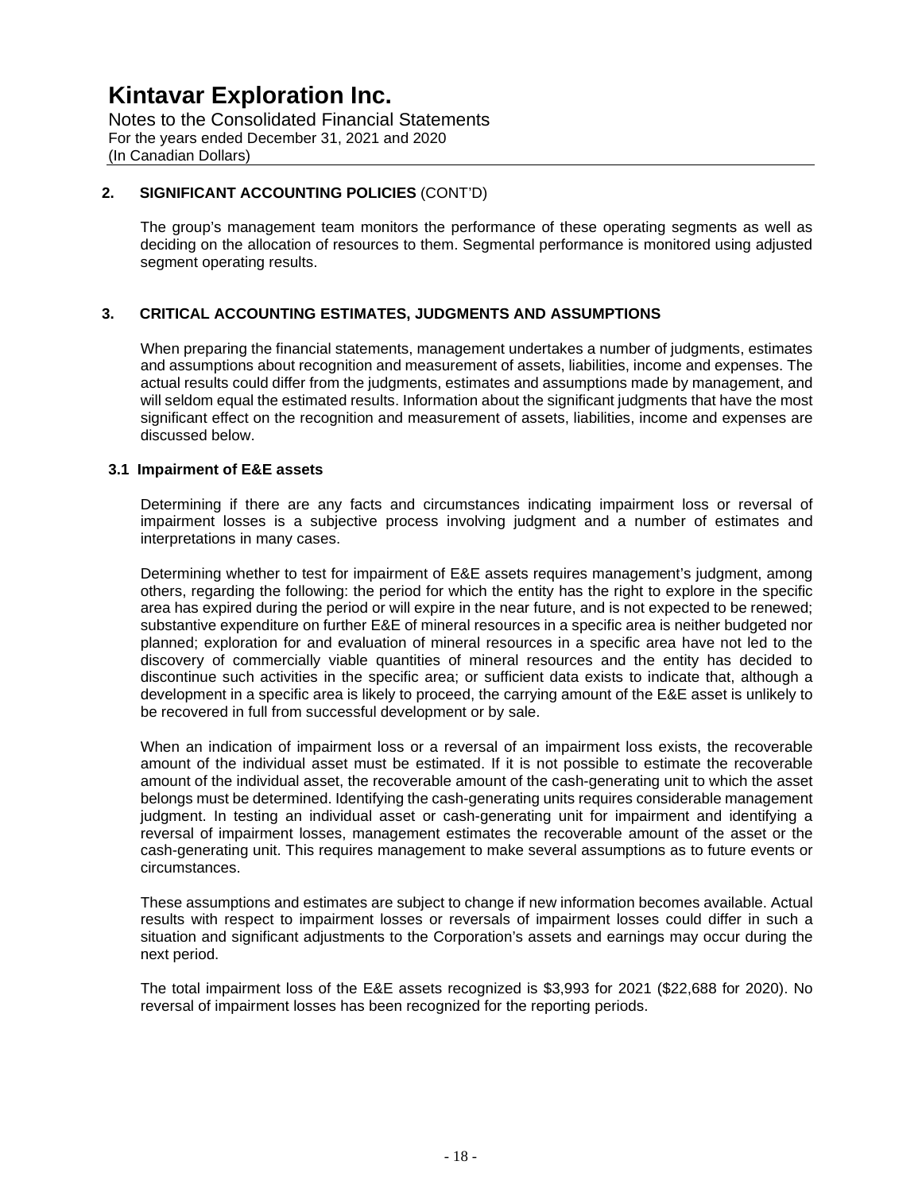## 2. SIGNIFICANT ACCOUNTING POLICIES (CONT'D)

The group's management team monitors the performance of these operating segments as well as deciding on the allocation of resources to them. Segmental performance is monitored using adjusted segment operating results.

## 3. CRITICAL ACCOUNTING ESTIMATES, JUDGMENTS AND ASSUMPTIONS

When preparing the financial statements, management undertakes a number of judgments, estimates and assumptions about recognition and measurement of assets, liabilities, income and expenses. The actual results could differ from the judgments, estimates and assumptions made by management, and will seldom equal the estimated results. Information about the significant judgments that have the most significant effect on the recognition and measurement of assets, liabilities, income and expenses are discussed below.

### 3.1 Impairment of E&E assets

Determining if there are any facts and circumstances indicating impairment loss or reversal of impairment losses is a subjective process involving judgment and a number of estimates and interpretations in many cases.

Determining whether to test for impairment of E&E assets requires management's judgment, among others, regarding the following: the period for which the entity has the right to explore in the specific area has expired during the period or will expire in the near future, and is not expected to be renewed; substantive expenditure on further E&E of mineral resources in a specific area is neither budgeted nor planned; exploration for and evaluation of mineral resources in a specific area have not led to the discovery of commercially viable quantities of mineral resources and the entity has decided to discontinue such activities in the specific area; or sufficient data exists to indicate that, although a development in a specific area is likely to proceed, the carrying amount of the E&E asset is unlikely to be recovered in full from successful development or by sale.

When an indication of impairment loss or a reversal of an impairment loss exists, the recoverable amount of the individual asset must be estimated. If it is not possible to estimate the recoverable amount of the individual asset, the recoverable amount of the cash-generating unit to which the asset belongs must be determined. Identifying the cash-generating units requires considerable management judgment. In testing an individual asset or cash-generating unit for impairment and identifying a reversal of impairment losses, management estimates the recoverable amount of the asset or the cash-generating unit. This requires management to make several assumptions as to future events or circumstances.

These assumptions and estimates are subject to change if new information becomes available. Actual results with respect to impairment losses or reversals of impairment losses could differ in such a situation and significant adjustments to the Corporation's assets and earnings may occur during the next period.

The total impairment loss of the E&E assets recognized is $3,993 for 2021 ($22,688 for 2020). No reversal of impairment losses has been recognized for the reporting periods.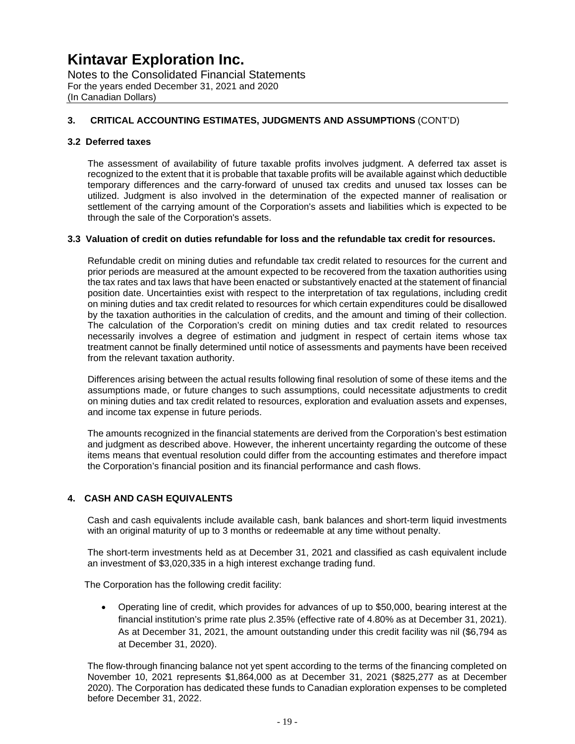# Kintavar Exploration Inc.

Notes to the Consolidated Financial Statements
For the years ended December 31, 2021 and 2020
(In Canadian Dollars)

## 3. CRITICAL ACCOUNTING ESTIMATES, JUDGMENTS AND ASSUMPTIONS (CONT'D)

### 3.2 Deferred taxes

The assessment of availability of future taxable profits involves judgment. A deferred tax asset is recognized to the extent that it is probable that taxable profits will be available against which deductible temporary differences and the carry-forward of unused tax credits and unused tax losses can be utilized. Judgment is also involved in the determination of the expected manner of realisation or settlement of the carrying amount of the Corporation's assets and liabilities which is expected to be through the sale of the Corporation's assets.

### 3.3 Valuation of credit on duties refundable for loss and the refundable tax credit for resources.

Refundable credit on mining duties and refundable tax credit related to resources for the current and prior periods are measured at the amount expected to be recovered from the taxation authorities using the tax rates and tax laws that have been enacted or substantively enacted at the statement of financial position date. Uncertainties exist with respect to the interpretation of tax regulations, including credit on mining duties and tax credit related to resources for which certain expenditures could be disallowed by the taxation authorities in the calculation of credits, and the amount and timing of their collection. The calculation of the Corporation's credit on mining duties and tax credit related to resources necessarily involves a degree of estimation and judgment in respect of certain items whose tax treatment cannot be finally determined until notice of assessments and payments have been received from the relevant taxation authority.

Differences arising between the actual results following final resolution of some of these items and the assumptions made, or future changes to such assumptions, could necessitate adjustments to credit on mining duties and tax credit related to resources, exploration and evaluation assets and expenses, and income tax expense in future periods.

The amounts recognized in the financial statements are derived from the Corporation's best estimation and judgment as described above. However, the inherent uncertainty regarding the outcome of these items means that eventual resolution could differ from the accounting estimates and therefore impact the Corporation's financial position and its financial performance and cash flows.

## 4. CASH AND CASH EQUIVALENTS

Cash and cash equivalents include available cash, bank balances and short-term liquid investments with an original maturity of up to 3 months or redeemable at any time without penalty.

The short-term investments held as at December 31, 2021 and classified as cash equivalent include an investment of $3,020,335 in a high interest exchange trading fund.

The Corporation has the following credit facility:

- Operating line of credit, which provides for advances of up to $50,000, bearing interest at the financial institution's prime rate plus 2.35% (effective rate of 4.80% as at December 31, 2021). As at December 31, 2021, the amount outstanding under this credit facility was nil ($6,794 as at December 31, 2020).

The flow-through financing balance not yet spent according to the terms of the financing completed on November 10, 2021 represents $1,864,000 as at December 31, 2021 ($825,277 as at December 2020). The Corporation has dedicated these funds to Canadian exploration expenses to be completed before December 31, 2022.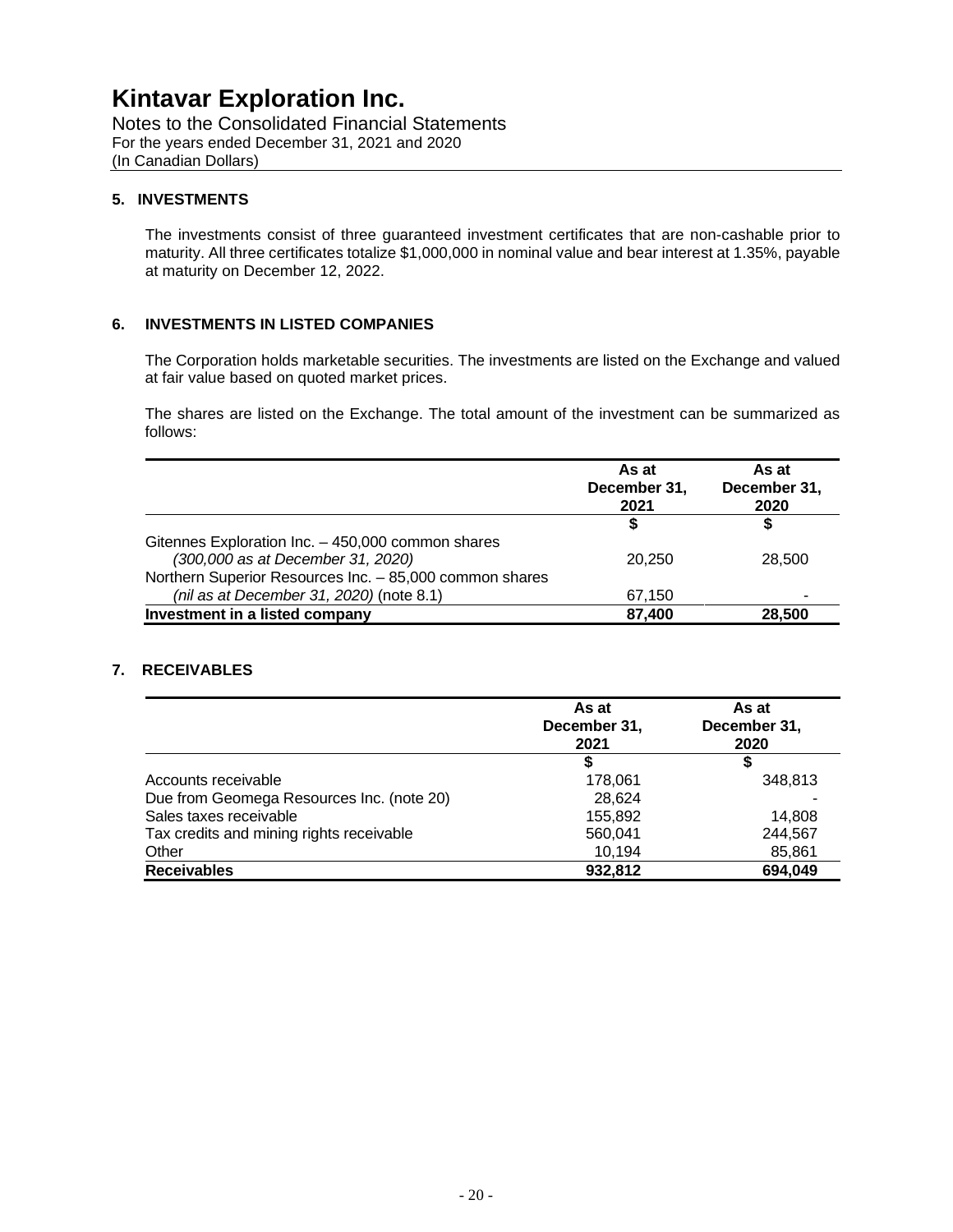# Kintavar Exploration Inc.

Notes to the Consolidated Financial Statements
For the years ended December 31, 2021 and 2020
(In Canadian Dollars)

## 5. INVESTMENTS

The investments consist of three guaranteed investment certificates that are non-cashable prior to maturity. All three certificates totalize $1,000,000 in nominal value and bear interest at 1.35%, payable at maturity on December 12, 2022.

## 6. INVESTMENTS IN LISTED COMPANIES

The Corporation holds marketable securities. The investments are listed on the Exchange and valued at fair value based on quoted market prices.

The shares are listed on the Exchange. The total amount of the investment can be summarized as follows:

| | As at December 31, 2021 | As at December 31, 2020 |
|---|---|---|
| | $ | $ |
| Gitennes Exploration Inc. – 450,000 common shares *(300,000 as at December 31, 2020)* | 20,250 | 28,500 |
| Northern Superior Resources Inc. – 85,000 common shares *(nil as at December 31, 2020)* (note 8.1) | 67,150 | - |
| **Investment in a listed company** | **87,400** | **28,500** |

## 7. RECEIVABLES

| | As at December 31, 2021 | As at December 31, 2020 |
|---|---|---|
| | $ | $ |
| Accounts receivable | 178,061 | 348,813 |
| Due from Geomega Resources Inc. (note 20) | 28,624 | - |
| Sales taxes receivable | 155,892 | 14,808 |
| Tax credits and mining rights receivable | 560,041 | 244,567 |
| Other | 10,194 | 85,861 |
| **Receivables** | **932,812** | **694,049** |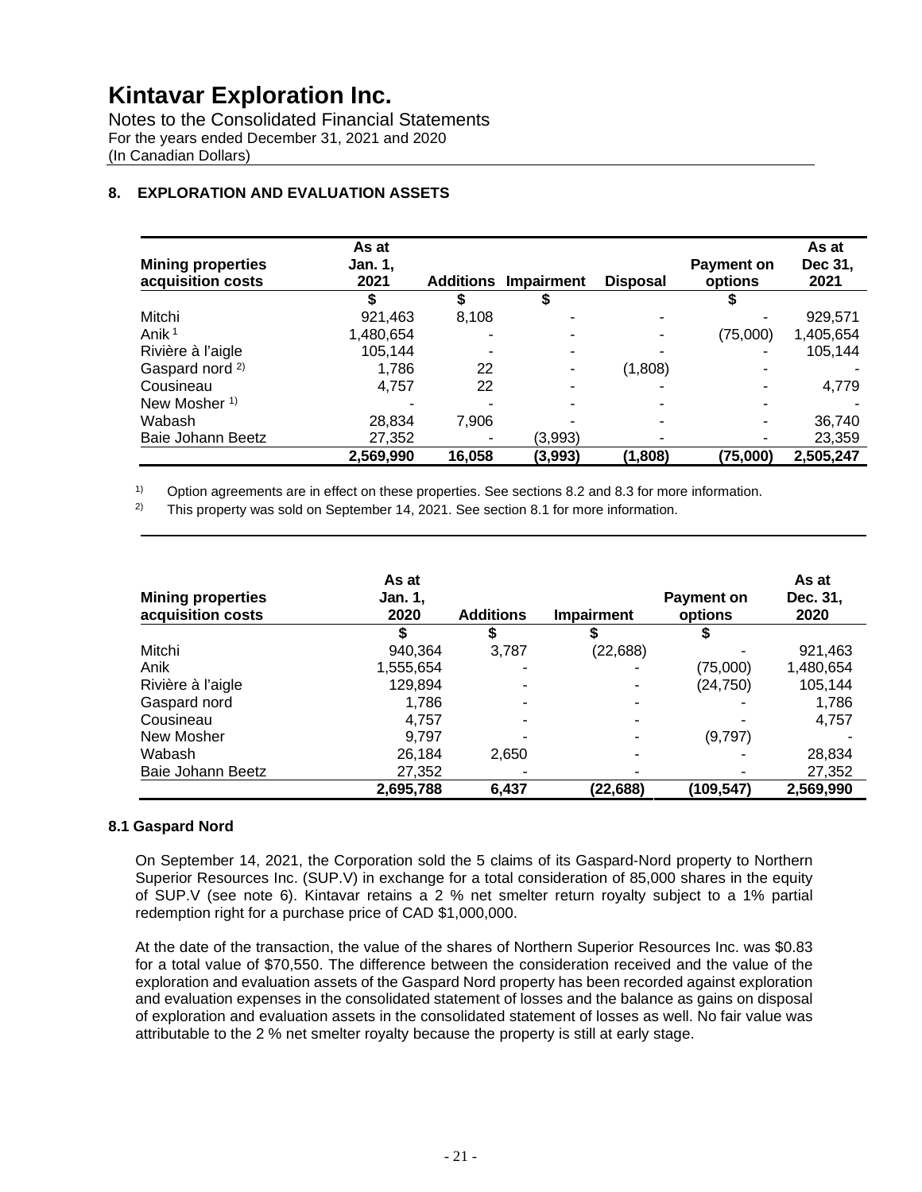# Kintavar Exploration Inc.

Notes to the Consolidated Financial Statements
For the years ended December 31, 2021 and 2020
(In Canadian Dollars)

## 8. EXPLORATION AND EVALUATION ASSETS

| Mining properties acquisition costs | As at Jan. 1, 2021 | Additions | Impairment | Disposal | Payment on options | As at Dec 31, 2021 |
|---|---|---|---|---|---|---|
| | $ | $ | $ | | $ | |
| Mitchi | 921,463 | 8,108 | - | - | - | 929,571 |
| Anik [1] | 1,480,654 | - | - | - | (75,000) | 1,405,654 |
| Rivière à l'aigle | 105,144 | - | - | - | - | 105,144 |
| Gaspard nord [2)] | 1,786 | 22 | - | (1,808) | - | - |
| Cousineau | 4,757 | 22 | - | - | - | 4,779 |
| New Mosher [1)] | - | - | - | - | - | - |
| Wabash | 28,834 | 7,906 | - | - | - | 36,740 |
| Baie Johann Beetz | 27,352 | - | (3,993) | - | - | 23,359 |
| | **2,569,990** | **16,058** | **(3,993)** | **(1,808)** | **(75,000)** | **2,505,247** |

1) Option agreements are in effect on these properties. See sections 8.2 and 8.3 for more information.

2) This property was sold on September 14, 2021. See section 8.1 for more information.

| Mining properties acquisition costs | As at Jan. 1, 2020 | Additions | Impairment | Payment on options | As at Dec. 31, 2020 |
|---|---|---|---|---|---|
| | $ | $ | $ | $ | |
| Mitchi | 940,364 | 3,787 | (22,688) | - | 921,463 |
| Anik | 1,555,654 | - | - | (75,000) | 1,480,654 |
| Rivière à l'aigle | 129,894 | - | - | (24,750) | 105,144 |
| Gaspard nord | 1,786 | - | - | - | 1,786 |
| Cousineau | 4,757 | - | - | - | 4,757 |
| New Mosher | 9,797 | - | - | (9,797) | - |
| Wabash | 26,184 | 2,650 | - | - | 28,834 |
| Baie Johann Beetz | 27,352 | - | - | - | 27,352 |
| | **2,695,788** | **6,437** | **(22,688)** | **(109,547)** | **2,569,990** |

### 8.1 Gaspard Nord

On September 14, 2021, the Corporation sold the 5 claims of its Gaspard-Nord property to Northern Superior Resources Inc. (SUP.V) in exchange for a total consideration of 85,000 shares in the equity of SUP.V (see note 6). Kintavar retains a 2 % net smelter return royalty subject to a 1% partial redemption right for a purchase price of CAD $1,000,000.

At the date of the transaction, the value of the shares of Northern Superior Resources Inc. was $0.83 for a total value of $70,550. The difference between the consideration received and the value of the exploration and evaluation assets of the Gaspard Nord property has been recorded against exploration and evaluation expenses in the consolidated statement of losses and the balance as gains on disposal of exploration and evaluation assets in the consolidated statement of losses as well. No fair value was attributable to the 2 % net smelter royalty because the property is still at early stage.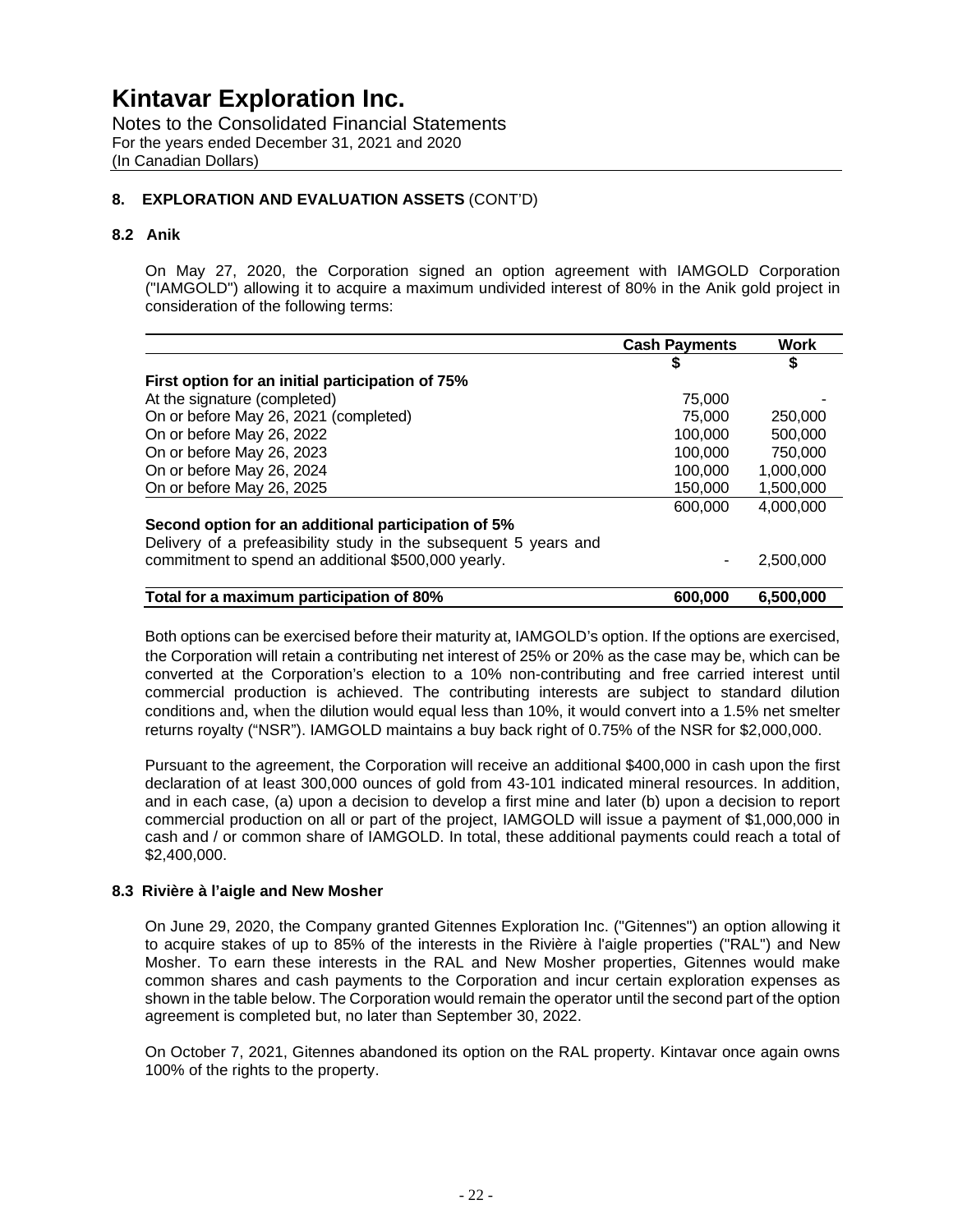# Kintavar Exploration Inc.

Notes to the Consolidated Financial Statements
For the years ended December 31, 2021 and 2020
(In Canadian Dollars)

## 8. EXPLORATION AND EVALUATION ASSETS (CONT'D)

### 8.2 Anik

On May 27, 2020, the Corporation signed an option agreement with IAMGOLD Corporation ("IAMGOLD") allowing it to acquire a maximum undivided interest of 80% in the Anik gold project in consideration of the following terms:

| | Cash Payments | Work |
|---|---|---|
| | $ | $ |
| **First option for an initial participation of 75%** | | |
| At the signature (completed) | 75,000 | - |
| On or before May 26, 2021 (completed) | 75,000 | 250,000 |
| On or before May 26, 2022 | 100,000 | 500,000 |
| On or before May 26, 2023 | 100,000 | 750,000 |
| On or before May 26, 2024 | 100,000 | 1,000,000 |
| On or before May 26, 2025 | 150,000 | 1,500,000 |
| | 600,000 | 4,000,000 |
| **Second option for an additional participation of 5%** | | |
| Delivery of a prefeasibility study in the subsequent 5 years and commitment to spend an additional $500,000 yearly. | - | 2,500,000 |
| **Total for a maximum participation of 80%** | **600,000** | **6,500,000** |

Both options can be exercised before their maturity at, IAMGOLD's option. If the options are exercised, the Corporation will retain a contributing net interest of 25% or 20% as the case may be, which can be converted at the Corporation's election to a 10% non-contributing and free carried interest until commercial production is achieved. The contributing interests are subject to standard dilution conditions and, when the dilution would equal less than 10%, it would convert into a 1.5% net smelter returns royalty ("NSR"). IAMGOLD maintains a buy back right of 0.75% of the NSR for $2,000,000.

Pursuant to the agreement, the Corporation will receive an additional $400,000 in cash upon the first declaration of at least 300,000 ounces of gold from 43-101 indicated mineral resources. In addition, and in each case, (a) upon a decision to develop a first mine and later (b) upon a decision to report commercial production on all or part of the project, IAMGOLD will issue a payment of $1,000,000 in cash and / or common share of IAMGOLD. In total, these additional payments could reach a total of $2,400,000.

### 8.3 Rivière à l'aigle and New Mosher

On June 29, 2020, the Company granted Gitennes Exploration Inc. ("Gitennes") an option allowing it to acquire stakes of up to 85% of the interests in the Rivière à l'aigle properties ("RAL") and New Mosher. To earn these interests in the RAL and New Mosher properties, Gitennes would make common shares and cash payments to the Corporation and incur certain exploration expenses as shown in the table below. The Corporation would remain the operator until the second part of the option agreement is completed but, no later than September 30, 2022.

On October 7, 2021, Gitennes abandoned its option on the RAL property. Kintavar once again owns 100% of the rights to the property.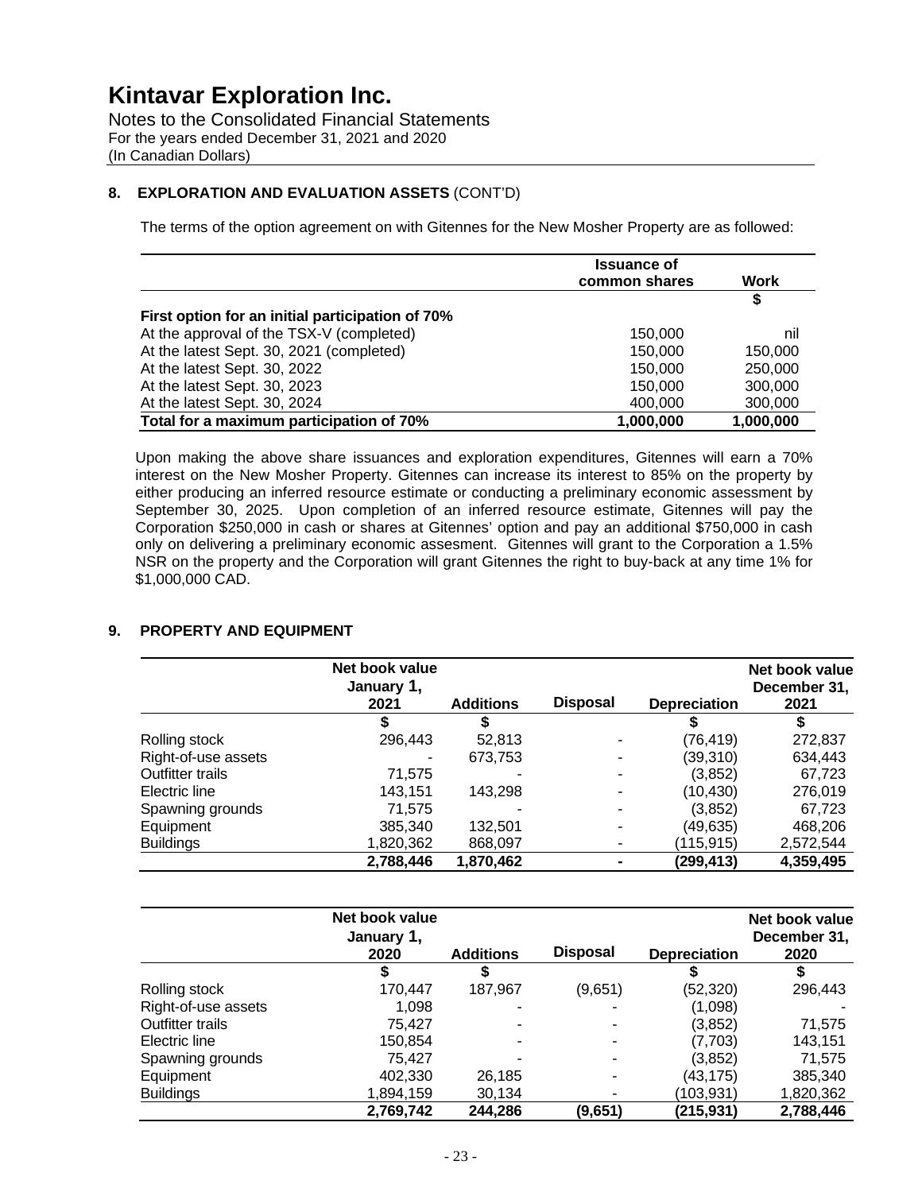# Kintavar Exploration Inc.

Notes to the Consolidated Financial Statements
For the years ended December 31, 2021 and 2020
(In Canadian Dollars)

## 8. EXPLORATION AND EVALUATION ASSETS (CONT'D)

The terms of the option agreement on with Gitennes for the New Mosher Property are as followed:

| | Issuance of common shares | Work |
|---|---|---|
| | | $ |
| **First option for an initial participation of 70%** | | |
| At the approval of the TSX-V (completed) | 150,000 | nil |
| At the latest Sept. 30, 2021 (completed) | 150,000 | 150,000 |
| At the latest Sept. 30, 2022 | 150,000 | 250,000 |
| At the latest Sept. 30, 2023 | 150,000 | 300,000 |
| At the latest Sept. 30, 2024 | 400,000 | 300,000 |
| **Total for a maximum participation of 70%** | **1,000,000** | **1,000,000** |

Upon making the above share issuances and exploration expenditures, Gitennes will earn a 70% interest on the New Mosher Property. Gitennes can increase its interest to 85% on the property by either producing an inferred resource estimate or conducting a preliminary economic assessment by September 30, 2025. Upon completion of an inferred resource estimate, Gitennes will pay the Corporation $250,000 in cash or shares at Gitennes' option and pay an additional $750,000 in cash only on delivering a preliminary economic assesment. Gitennes will grant to the Corporation a 1.5% NSR on the property and the Corporation will grant Gitennes the right to buy-back at any time 1% for $1,000,000 CAD.

## 9. PROPERTY AND EQUIPMENT

| | Net book value January 1, 2021 | Additions | Disposal | Depreciation | Net book value December 31, 2021 |
|---|---|---|---|---|---|
| | $ | $ | | $ | $ |
| Rolling stock | 296,443 | 52,813 | - | (76,419) | 272,837 |
| Right-of-use assets | - | 673,753 | - | (39,310) | 634,443 |
| Outfitter trails | 71,575 | - | - | (3,852) | 67,723 |
| Electric line | 143,151 | 143,298 | - | (10,430) | 276,019 |
| Spawning grounds | 71,575 | - | - | (3,852) | 67,723 |
| Equipment | 385,340 | 132,501 | - | (49,635) | 468,206 |
| Buildings | 1,820,362 | 868,097 | - | (115,915) | 2,572,544 |
| | **2,788,446** | **1,870,462** | **-** | **(299,413)** | **4,359,495** |

| | Net book value January 1, 2020 | Additions | Disposal | Depreciation | Net book value December 31, 2020 |
|---|---|---|---|---|---|
| | $ | $ | | $ | $ |
| Rolling stock | 170,447 | 187,967 | (9,651) | (52,320) | 296,443 |
| Right-of-use assets | 1,098 | - | - | (1,098) | - |
| Outfitter trails | 75,427 | - | - | (3,852) | 71,575 |
| Electric line | 150,854 | - | - | (7,703) | 143,151 |
| Spawning grounds | 75,427 | - | - | (3,852) | 71,575 |
| Equipment | 402,330 | 26,185 | - | (43,175) | 385,340 |
| Buildings | 1,894,159 | 30,134 | - | (103,931) | 1,820,362 |
| | **2,769,742** | **244,286** | **(9,651)** | **(215,931)** | **2,788,446** |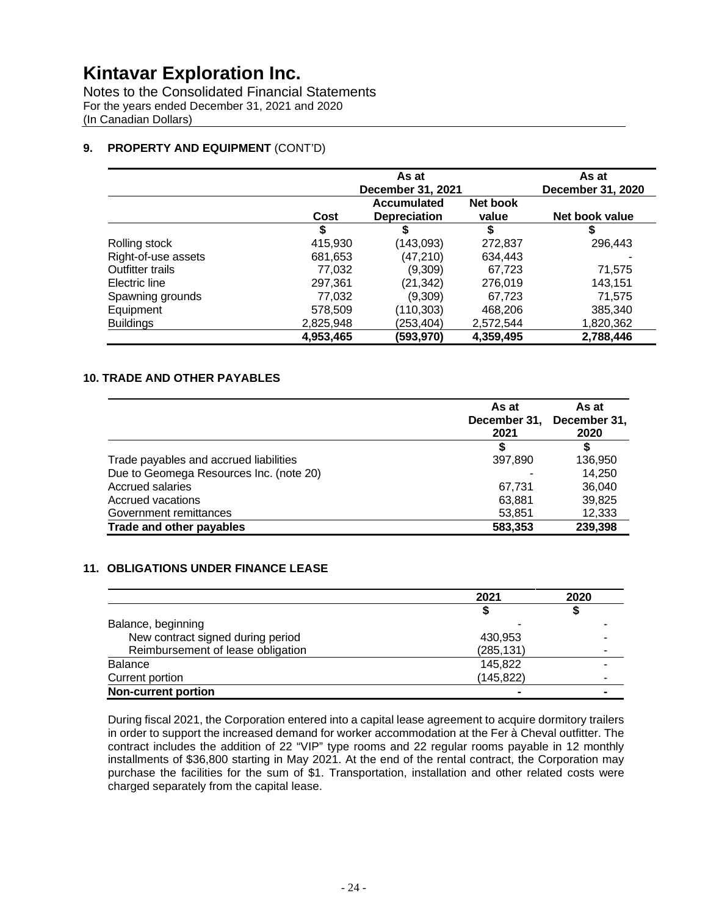# Kintavar Exploration Inc.

Notes to the Consolidated Financial Statements
For the years ended December 31, 2021 and 2020
(In Canadian Dollars)

## 9. PROPERTY AND EQUIPMENT (CONT'D)

| | As at December 31, 2021 | | | As at December 31, 2020 |
|---|---|---|---|---|
| | Cost | Accumulated Depreciation | Net book value | Net book value |
| | $ | $ | $ | $ |
| Rolling stock | 415,930 | (143,093) | 272,837 | 296,443 |
| Right-of-use assets | 681,653 | (47,210) | 634,443 | - |
| Outfitter trails | 77,032 | (9,309) | 67,723 | 71,575 |
| Electric line | 297,361 | (21,342) | 276,019 | 143,151 |
| Spawning grounds | 77,032 | (9,309) | 67,723 | 71,575 |
| Equipment | 578,509 | (110,303) | 468,206 | 385,340 |
| Buildings | 2,825,948 | (253,404) | 2,572,544 | 1,820,362 |
| | **4,953,465** | **(593,970)** | **4,359,495** | **2,788,446** |

## 10. TRADE AND OTHER PAYABLES

| | As at December 31, 2021 | As at December 31, 2020 |
|---|---|---|
| | $ | $ |
| Trade payables and accrued liabilities | 397,890 | 136,950 |
| Due to Geomega Resources Inc. (note 20) | - | 14,250 |
| Accrued salaries | 67,731 | 36,040 |
| Accrued vacations | 63,881 | 39,825 |
| Government remittances | 53,851 | 12,333 |
| **Trade and other payables** | **583,353** | **239,398** |

## 11. OBLIGATIONS UNDER FINANCE LEASE

| | 2021 | 2020 |
|---|---|---|
| | $ | $ |
| Balance, beginning | - | - |
| New contract signed during period | 430,953 | - |
| Reimbursement of lease obligation | (285,131) | - |
| Balance | 145,822 | - |
| Current portion | (145,822) | - |
| **Non-current portion** | **-** | **-** |

During fiscal 2021, the Corporation entered into a capital lease agreement to acquire dormitory trailers in order to support the increased demand for worker accommodation at the Fer à Cheval outfitter. The contract includes the addition of 22 "VIP" type rooms and 22 regular rooms payable in 12 monthly installments of $36,800 starting in May 2021. At the end of the rental contract, the Corporation may purchase the facilities for the sum of $1. Transportation, installation and other related costs were charged separately from the capital lease.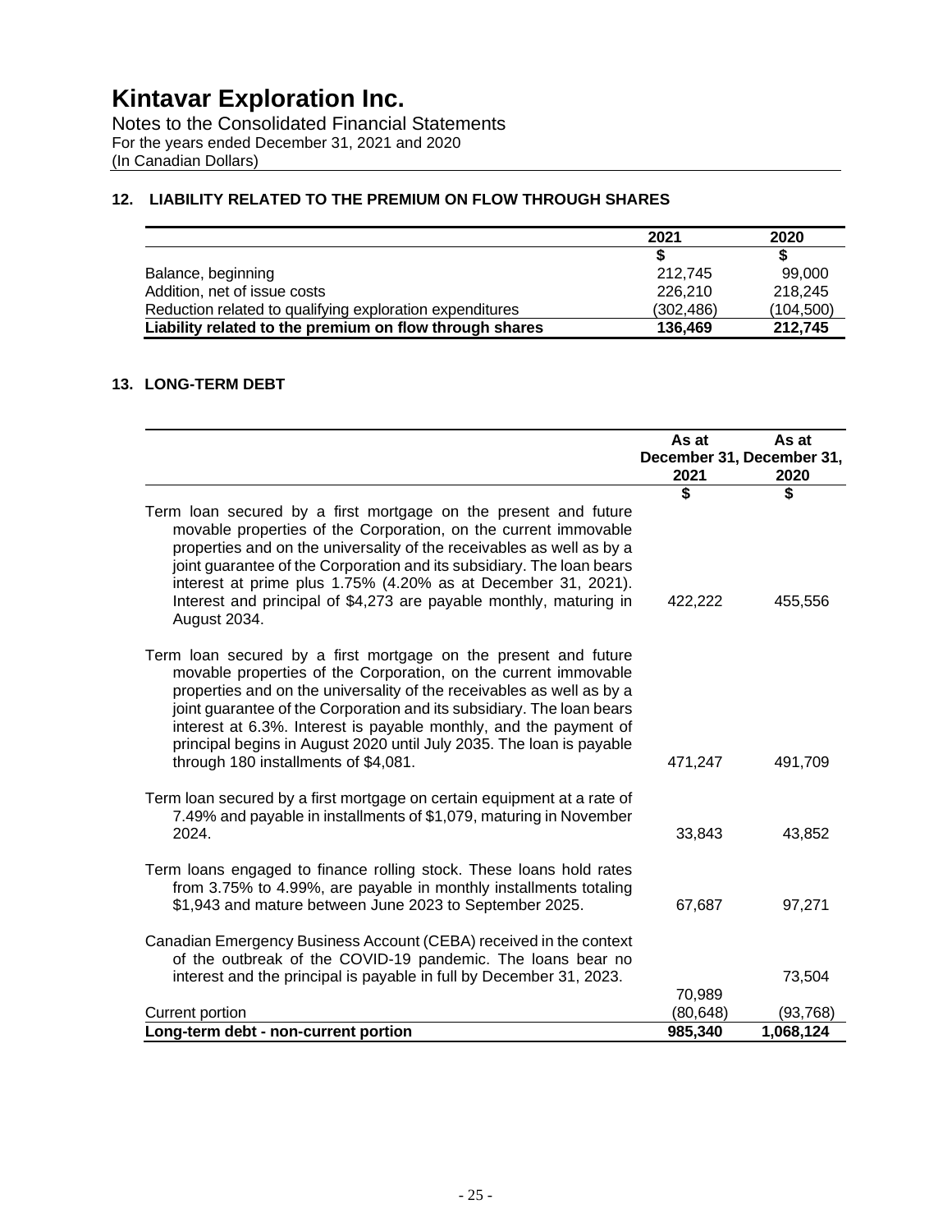# Kintavar Exploration Inc.

Notes to the Consolidated Financial Statements
For the years ended December 31, 2021 and 2020
(In Canadian Dollars)

## 12. LIABILITY RELATED TO THE PREMIUM ON FLOW THROUGH SHARES

| | 2021 | 2020 |
|---|---|---|
| | $ | $ |
| Balance, beginning | 212,745 | 99,000 |
| Addition, net of issue costs | 226,210 | 218,245 |
| Reduction related to qualifying exploration expenditures | (302,486) | (104,500) |
| **Liability related to the premium on flow through shares** | **136,469** | **212,745** |

## 13. LONG-TERM DEBT

| | As at December 31, 2021 | As at December 31, 2020 |
|---|---|---|
| | $ | $ |
| Term loan secured by a first mortgage on the present and future movable properties of the Corporation, on the current immovable properties and on the universality of the receivables as well as by a joint guarantee of the Corporation and its subsidiary. The loan bears interest at prime plus 1.75% (4.20% as at December 31, 2021). Interest and principal of $4,273 are payable monthly, maturing in August 2034. | 422,222 | 455,556 |
| Term loan secured by a first mortgage on the present and future movable properties of the Corporation, on the current immovable properties and on the universality of the receivables as well as by a joint guarantee of the Corporation and its subsidiary. The loan bears interest at 6.3%. Interest is payable monthly, and the payment of principal begins in August 2020 until July 2035. The loan is payable through 180 installments of $4,081. | 471,247 | 491,709 |
| Term loan secured by a first mortgage on certain equipment at a rate of 7.49% and payable in installments of $1,079, maturing in November 2024. | 33,843 | 43,852 |
| Term loans engaged to finance rolling stock. These loans hold rates from 3.75% to 4.99%, are payable in monthly installments totaling $1,943 and mature between June 2023 to September 2025. | 67,687 | 97,271 |
| Canadian Emergency Business Account (CEBA) received in the context of the outbreak of the COVID-19 pandemic. The loans bear no interest and the principal is payable in full by December 31, 2023. | 70,989 | 73,504 |
| Current portion | (80,648) | (93,768) |
| **Long-term debt - non-current portion** | **985,340** | **1,068,124** |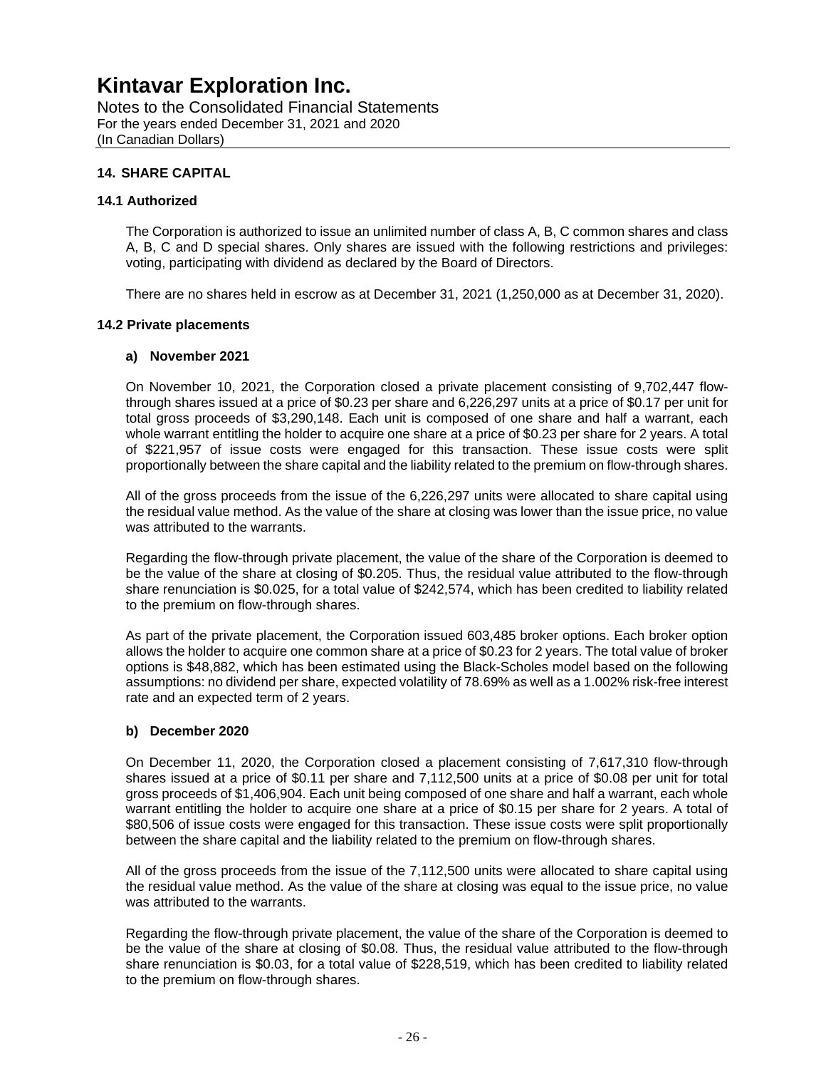## 14. SHARE CAPITAL

### 14.1 Authorized

The Corporation is authorized to issue an unlimited number of class A, B, C common shares and class A, B, C and D special shares. Only shares are issued with the following restrictions and privileges: voting, participating with dividend as declared by the Board of Directors.

There are no shares held in escrow as at December 31, 2021 (1,250,000 as at December 31, 2020).

### 14.2 Private placements

#### a) November 2021

On November 10, 2021, the Corporation closed a private placement consisting of 9,702,447 flow-through shares issued at a price of $0.23 per share and 6,226,297 units at a price of $0.17 per unit for total gross proceeds of $3,290,148. Each unit is composed of one share and half a warrant, each whole warrant entitling the holder to acquire one share at a price of $0.23 per share for 2 years. A total of $221,957 of issue costs were engaged for this transaction. These issue costs were split proportionally between the share capital and the liability related to the premium on flow-through shares.

All of the gross proceeds from the issue of the 6,226,297 units were allocated to share capital using the residual value method. As the value of the share at closing was lower than the issue price, no value was attributed to the warrants.

Regarding the flow-through private placement, the value of the share of the Corporation is deemed to be the value of the share at closing of $0.205. Thus, the residual value attributed to the flow-through share renunciation is $0.025, for a total value of $242,574, which has been credited to liability related to the premium on flow-through shares.

As part of the private placement, the Corporation issued 603,485 broker options. Each broker option allows the holder to acquire one common share at a price of $0.23 for 2 years. The total value of broker options is $48,882, which has been estimated using the Black-Scholes model based on the following assumptions: no dividend per share, expected volatility of 78.69% as well as a 1.002% risk-free interest rate and an expected term of 2 years.

#### b) December 2020

On December 11, 2020, the Corporation closed a placement consisting of 7,617,310 flow-through shares issued at a price of $0.11 per share and 7,112,500 units at a price of $0.08 per unit for total gross proceeds of $1,406,904. Each unit being composed of one share and half a warrant, each whole warrant entitling the holder to acquire one share at a price of $0.15 per share for 2 years. A total of $80,506 of issue costs were engaged for this transaction. These issue costs were split proportionally between the share capital and the liability related to the premium on flow-through shares.

All of the gross proceeds from the issue of the 7,112,500 units were allocated to share capital using the residual value method. As the value of the share at closing was equal to the issue price, no value was attributed to the warrants.

Regarding the flow-through private placement, the value of the share of the Corporation is deemed to be the value of the share at closing of $0.08. Thus, the residual value attributed to the flow-through share renunciation is $0.03, for a total value of $228,519, which has been credited to liability related to the premium on flow-through shares.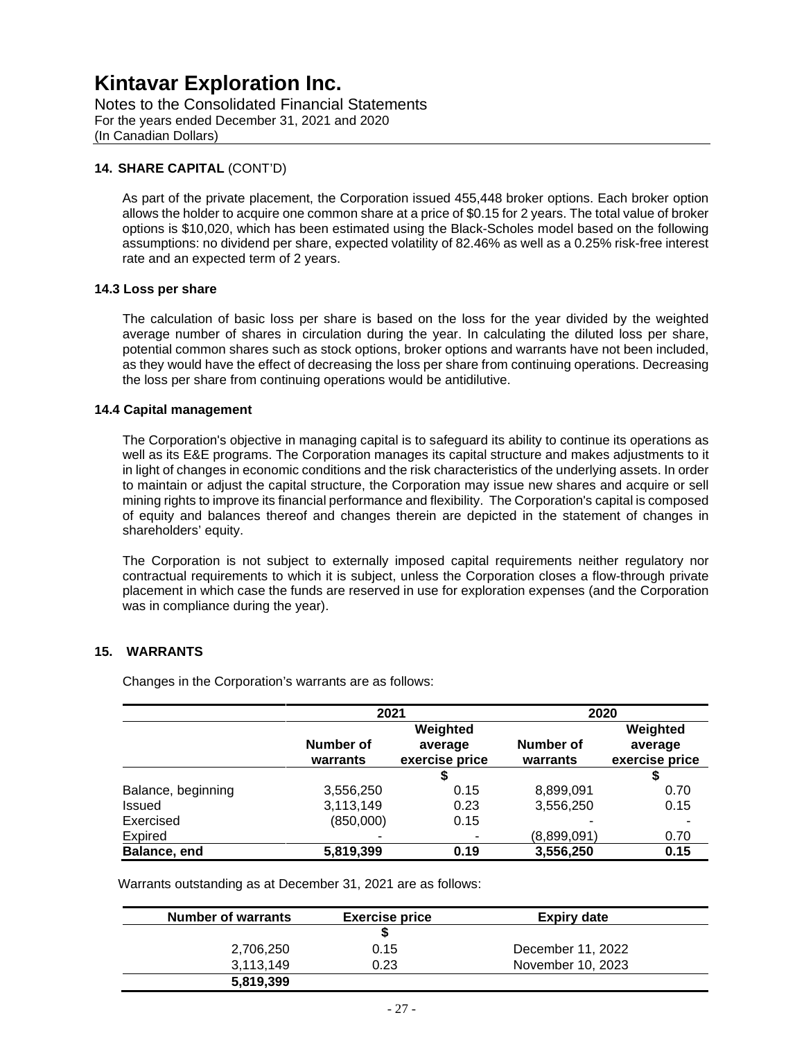# Kintavar Exploration Inc.

Notes to the Consolidated Financial Statements
For the years ended December 31, 2021 and 2020
(In Canadian Dollars)

## 14. SHARE CAPITAL (CONT'D)

As part of the private placement, the Corporation issued 455,448 broker options. Each broker option allows the holder to acquire one common share at a price of \$0.15 for 2 years. The total value of broker options is \$10,020, which has been estimated using the Black-Scholes model based on the following assumptions: no dividend per share, expected volatility of 82.46% as well as a 0.25% risk-free interest rate and an expected term of 2 years.

### 14.3 Loss per share

The calculation of basic loss per share is based on the loss for the year divided by the weighted average number of shares in circulation during the year. In calculating the diluted loss per share, potential common shares such as stock options, broker options and warrants have not been included, as they would have the effect of decreasing the loss per share from continuing operations. Decreasing the loss per share from continuing operations would be antidilutive.

### 14.4 Capital management

The Corporation's objective in managing capital is to safeguard its ability to continue its operations as well as its E&E programs. The Corporation manages its capital structure and makes adjustments to it in light of changes in economic conditions and the risk characteristics of the underlying assets. In order to maintain or adjust the capital structure, the Corporation may issue new shares and acquire or sell mining rights to improve its financial performance and flexibility. The Corporation's capital is composed of equity and balances thereof and changes therein are depicted in the statement of changes in shareholders' equity.

The Corporation is not subject to externally imposed capital requirements neither regulatory nor contractual requirements to which it is subject, unless the Corporation closes a flow-through private placement in which case the funds are reserved in use for exploration expenses (and the Corporation was in compliance during the year).

## 15. WARRANTS

Changes in the Corporation's warrants are as follows:

| | 2021 | | 2020 | |
|---|---|---|---|---|
| | Number of warrants | Weighted average exercise price | Number of warrants | Weighted average exercise price |
| | | $ | | $ |
| Balance, beginning | 3,556,250 | 0.15 | 8,899,091 | 0.70 |
| Issued | 3,113,149 | 0.23 | 3,556,250 | 0.15 |
| Exercised | (850,000) | 0.15 | - | - |
| Expired | - | - | (8,899,091) | 0.70 |
| **Balance, end** | **5,819,399** | **0.19** | **3,556,250** | **0.15** |

Warrants outstanding as at December 31, 2021 are as follows:

| Number of warrants | Exercise price | Expiry date |
|---|---|---|
| | $ | |
| 2,706,250 | 0.15 | December 11, 2022 |
| 3,113,149 | 0.23 | November 10, 2023 |
| **5,819,399** | | |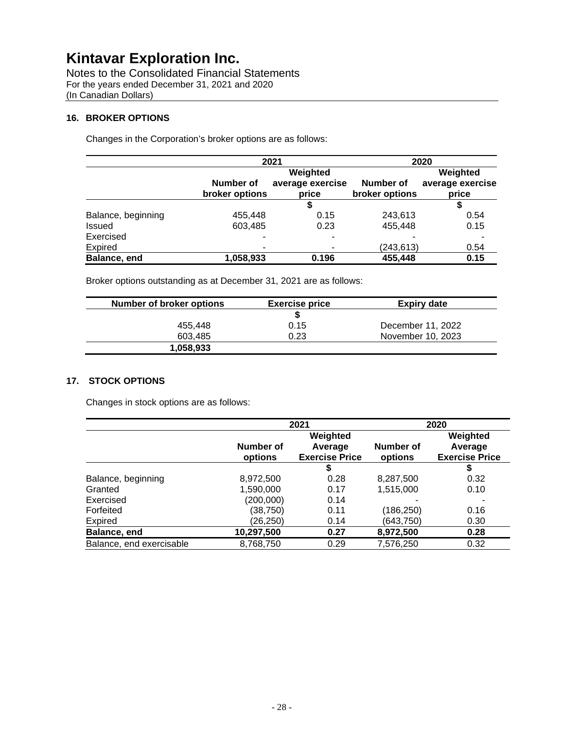# Kintavar Exploration Inc.

Notes to the Consolidated Financial Statements
For the years ended December 31, 2021 and 2020
(In Canadian Dollars)

## 16. BROKER OPTIONS

Changes in the Corporation's broker options are as follows:

| | 2021 | | 2020 | |
|---|---|---|---|---|
| | **Number of broker options** | **Weighted average exercise price** | **Number of broker options** | **Weighted average exercise price** |
| | | **$** | | **$** |
| Balance, beginning | 455,448 | 0.15 | 243,613 | 0.54 |
| Issued | 603,485 | 0.23 | 455,448 | 0.15 |
| Exercised | - | - | - | - |
| Expired | - | - | (243,613) | 0.54 |
| **Balance, end** | **1,058,933** | **0.196** | **455,448** | **0.15** |

Broker options outstanding as at December 31, 2021 are as follows:

| Number of broker options | Exercise price | Expiry date |
|---|---|---|
| | **$** | |
| 455,448 | 0.15 | December 11, 2022 |
| 603,485 | 0.23 | November 10, 2023 |
| **1,058,933** | | |

## 17. STOCK OPTIONS

Changes in stock options are as follows:

| | 2021 | | 2020 | |
|---|---|---|---|---|
| | **Number of options** | **Weighted Average Exercise Price** | **Number of options** | **Weighted Average Exercise Price** |
| | | **$** | | **$** |
| Balance, beginning | 8,972,500 | 0.28 | 8,287,500 | 0.32 |
| Granted | 1,590,000 | 0.17 | 1,515,000 | 0.10 |
| Exercised | (200,000) | 0.14 | - | - |
| Forfeited | (38,750) | 0.11 | (186,250) | 0.16 |
| Expired | (26,250) | 0.14 | (643,750) | 0.30 |
| **Balance, end** | **10,297,500** | **0.27** | **8,972,500** | **0.28** |
| Balance, end exercisable | 8,768,750 | 0.29 | 7,576,250 | 0.32 |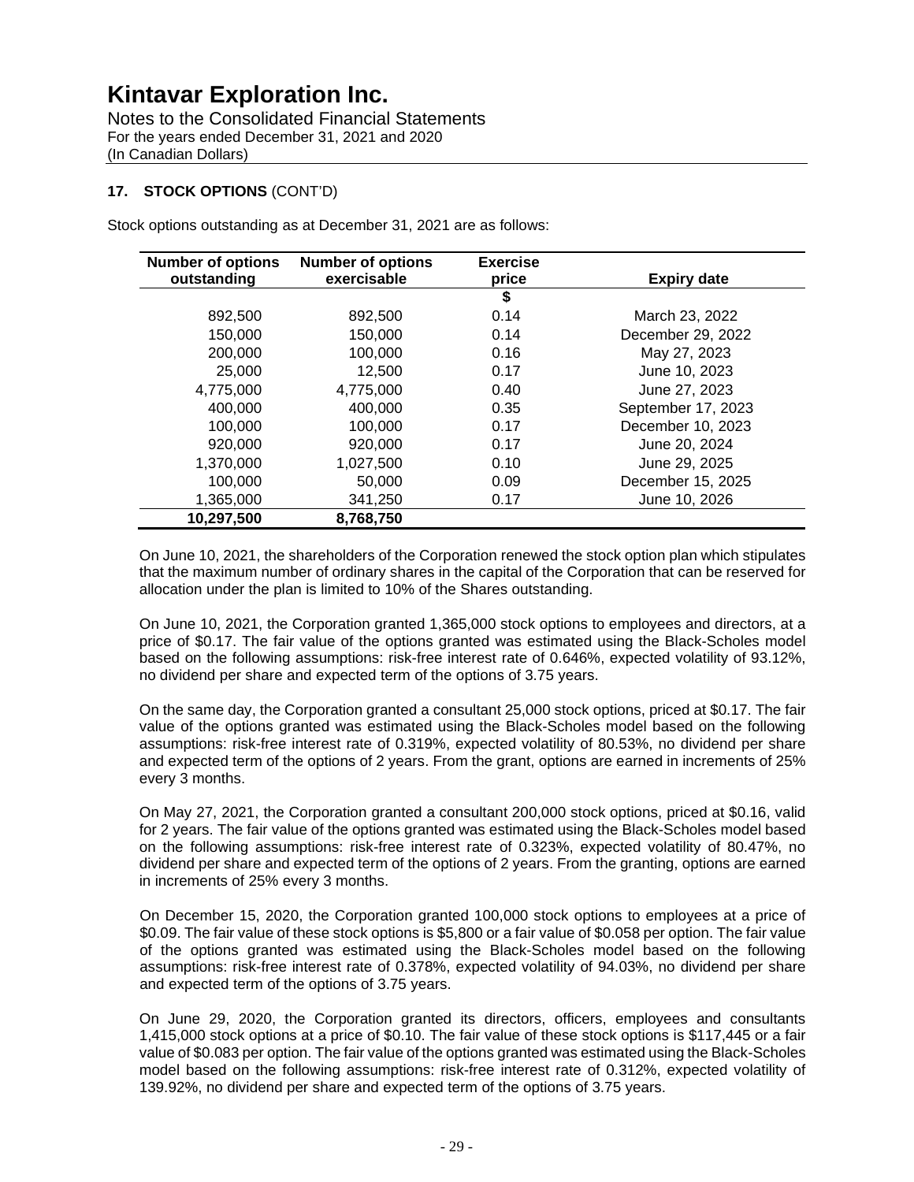# Kintavar Exploration Inc.

Notes to the Consolidated Financial Statements
For the years ended December 31, 2021 and 2020
(In Canadian Dollars)

### 17. STOCK OPTIONS (CONT'D)

Stock options outstanding as at December 31, 2021 are as follows:

| Number of options outstanding | Number of options exercisable | Exercise price | Expiry date |
|---|---|---|---|
| | | $ | |
| 892,500 | 892,500 | 0.14 | March 23, 2022 |
| 150,000 | 150,000 | 0.14 | December 29, 2022 |
| 200,000 | 100,000 | 0.16 | May 27, 2023 |
| 25,000 | 12,500 | 0.17 | June 10, 2023 |
| 4,775,000 | 4,775,000 | 0.40 | June 27, 2023 |
| 400,000 | 400,000 | 0.35 | September 17, 2023 |
| 100,000 | 100,000 | 0.17 | December 10, 2023 |
| 920,000 | 920,000 | 0.17 | June 20, 2024 |
| 1,370,000 | 1,027,500 | 0.10 | June 29, 2025 |
| 100,000 | 50,000 | 0.09 | December 15, 2025 |
| 1,365,000 | 341,250 | 0.17 | June 10, 2026 |
| **10,297,500** | **8,768,750** | | |

On June 10, 2021, the shareholders of the Corporation renewed the stock option plan which stipulates that the maximum number of ordinary shares in the capital of the Corporation that can be reserved for allocation under the plan is limited to 10% of the Shares outstanding.

On June 10, 2021, the Corporation granted 1,365,000 stock options to employees and directors, at a price of $0.17. The fair value of the options granted was estimated using the Black-Scholes model based on the following assumptions: risk-free interest rate of 0.646%, expected volatility of 93.12%, no dividend per share and expected term of the options of 3.75 years.

On the same day, the Corporation granted a consultant 25,000 stock options, priced at $0.17. The fair value of the options granted was estimated using the Black-Scholes model based on the following assumptions: risk-free interest rate of 0.319%, expected volatility of 80.53%, no dividend per share and expected term of the options of 2 years. From the grant, options are earned in increments of 25% every 3 months.

On May 27, 2021, the Corporation granted a consultant 200,000 stock options, priced at $0.16, valid for 2 years. The fair value of the options granted was estimated using the Black-Scholes model based on the following assumptions: risk-free interest rate of 0.323%, expected volatility of 80.47%, no dividend per share and expected term of the options of 2 years. From the granting, options are earned in increments of 25% every 3 months.

On December 15, 2020, the Corporation granted 100,000 stock options to employees at a price of $0.09. The fair value of these stock options is $5,800 or a fair value of $0.058 per option. The fair value of the options granted was estimated using the Black-Scholes model based on the following assumptions: risk-free interest rate of 0.378%, expected volatility of 94.03%, no dividend per share and expected term of the options of 3.75 years.

On June 29, 2020, the Corporation granted its directors, officers, employees and consultants 1,415,000 stock options at a price of $0.10. The fair value of these stock options is $117,445 or a fair value of $0.083 per option. The fair value of the options granted was estimated using the Black-Scholes model based on the following assumptions: risk-free interest rate of 0.312%, expected volatility of 139.92%, no dividend per share and expected term of the options of 3.75 years.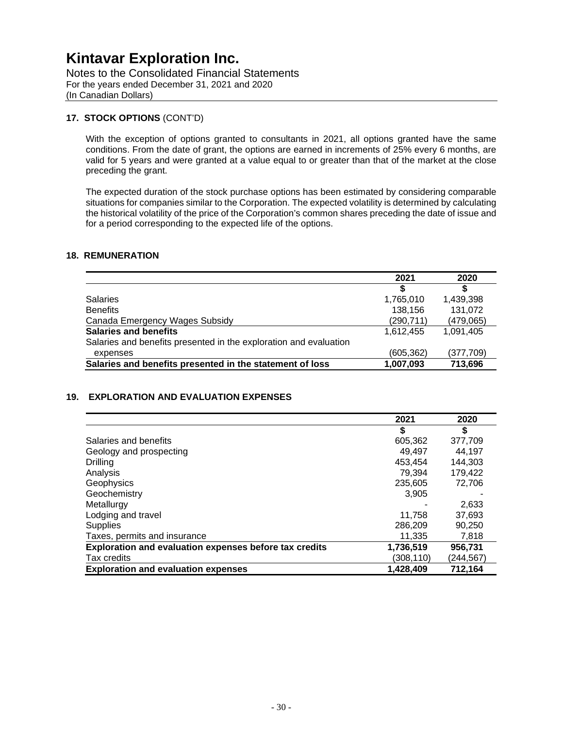## 17. STOCK OPTIONS (CONT'D)

With the exception of options granted to consultants in 2021, all options granted have the same conditions. From the date of grant, the options are earned in increments of 25% every 6 months, are valid for 5 years and were granted at a value equal to or greater than that of the market at the close preceding the grant.

The expected duration of the stock purchase options has been estimated by considering comparable situations for companies similar to the Corporation. The expected volatility is determined by calculating the historical volatility of the price of the Corporation's common shares preceding the date of issue and for a period corresponding to the expected life of the options.

## 18. REMUNERATION

| | 2021 | 2020 |
|---|---|---|
| | $ | $ |
| Salaries | 1,765,010 | 1,439,398 |
| Benefits | 138,156 | 131,072 |
| Canada Emergency Wages Subsidy | (290,711) | (479,065) |
| **Salaries and benefits** | 1,612,455 | 1,091,405 |
| Salaries and benefits presented in the exploration and evaluation expenses | (605,362) | (377,709) |
| **Salaries and benefits presented in the statement of loss** | **1,007,093** | **713,696** |

## 19. EXPLORATION AND EVALUATION EXPENSES

| | 2021 | 2020 |
|---|---|---|
| | $ | $ |
| Salaries and benefits | 605,362 | 377,709 |
| Geology and prospecting | 49,497 | 44,197 |
| Drilling | 453,454 | 144,303 |
| Analysis | 79,394 | 179,422 |
| Geophysics | 235,605 | 72,706 |
| Geochemistry | 3,905 | - |
| Metallurgy | - | 2,633 |
| Lodging and travel | 11,758 | 37,693 |
| Supplies | 286,209 | 90,250 |
| Taxes, permits and insurance | 11,335 | 7,818 |
| **Exploration and evaluation expenses before tax credits** | **1,736,519** | **956,731** |
| Tax credits | (308,110) | (244,567) |
| **Exploration and evaluation expenses** | **1,428,409** | **712,164** |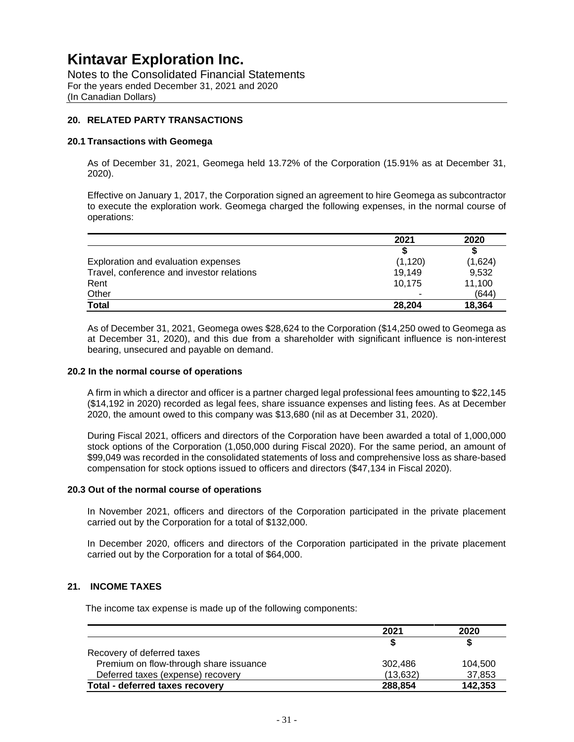# Kintavar Exploration Inc.

Notes to the Consolidated Financial Statements
For the years ended December 31, 2021 and 2020
(In Canadian Dollars)

## 20. RELATED PARTY TRANSACTIONS

### 20.1 Transactions with Geomega

As of December 31, 2021, Geomega held 13.72% of the Corporation (15.91% as at December 31, 2020).

Effective on January 1, 2017, the Corporation signed an agreement to hire Geomega as subcontractor to execute the exploration work. Geomega charged the following expenses, in the normal course of operations:

| | 2021 | 2020 |
|---|---|---|
| | $ | $ |
| Exploration and evaluation expenses | (1,120) | (1,624) |
| Travel, conference and investor relations | 19,149 | 9,532 |
| Rent | 10,175 | 11,100 |
| Other | - | (644) |
| **Total** | **28,204** | **18,364** |

As of December 31, 2021, Geomega owes $28,624 to the Corporation ($14,250 owed to Geomega as at December 31, 2020), and this due from a shareholder with significant influence is non-interest bearing, unsecured and payable on demand.

### 20.2 In the normal course of operations

A firm in which a director and officer is a partner charged legal professional fees amounting to $22,145 ($14,192 in 2020) recorded as legal fees, share issuance expenses and listing fees. As at December 2020, the amount owed to this company was $13,680 (nil as at December 31, 2020).

During Fiscal 2021, officers and directors of the Corporation have been awarded a total of 1,000,000 stock options of the Corporation (1,050,000 during Fiscal 2020). For the same period, an amount of $99,049 was recorded in the consolidated statements of loss and comprehensive loss as share-based compensation for stock options issued to officers and directors ($47,134 in Fiscal 2020).

### 20.3 Out of the normal course of operations

In November 2021, officers and directors of the Corporation participated in the private placement carried out by the Corporation for a total of $132,000.

In December 2020, officers and directors of the Corporation participated in the private placement carried out by the Corporation for a total of $64,000.

## 21. INCOME TAXES

The income tax expense is made up of the following components:

| | 2021 | 2020 |
|---|---|---|
| | $ | $ |
| Recovery of deferred taxes | | |
| Premium on flow-through share issuance | 302,486 | 104,500 |
| Deferred taxes (expense) recovery | (13,632) | 37,853 |
| **Total - deferred taxes recovery** | **288,854** | **142,353** |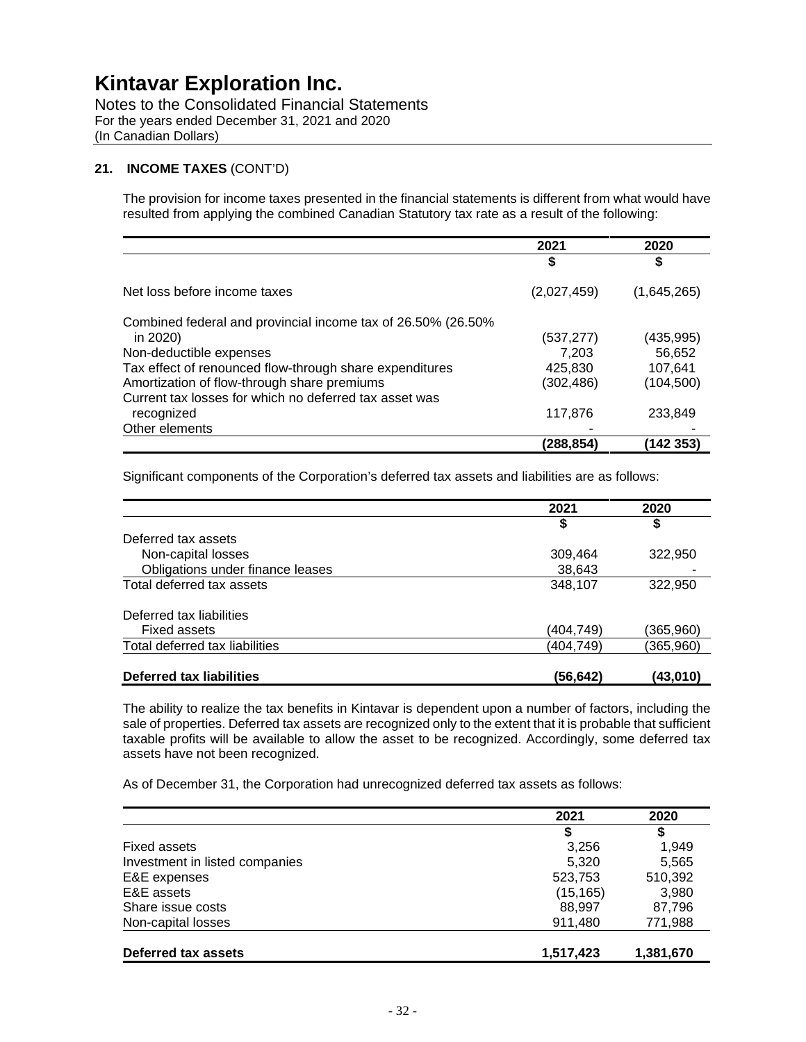## 21. INCOME TAXES (CONT'D)

The provision for income taxes presented in the financial statements is different from what would have resulted from applying the combined Canadian Statutory tax rate as a result of the following:

| | 2021 | 2020 |
|---|---|---|
| | $ | $ |
| Net loss before income taxes | (2,027,459) | (1,645,265) |
| Combined federal and provincial income tax of 26.50% (26.50% in 2020) | (537,277) | (435,995) |
| Non-deductible expenses | 7,203 | 56,652 |
| Tax effect of renounced flow-through share expenditures | 425,830 | 107,641 |
| Amortization of flow-through share premiums | (302,486) | (104,500) |
| Current tax losses for which no deferred tax asset was recognized | 117,876 | 233,849 |
| Other elements | - | - |
| | **(288,854)** | **(142 353)** |

Significant components of the Corporation's deferred tax assets and liabilities are as follows:

| | 2021 | 2020 |
|---|---|---|
| | $ | $ |
| Deferred tax assets | | |
| Non-capital losses | 309,464 | 322,950 |
| Obligations under finance leases | 38,643 | - |
| Total deferred tax assets | 348,107 | 322,950 |
| Deferred tax liabilities | | |
| Fixed assets | (404,749) | (365,960) |
| Total deferred tax liabilities | (404,749) | (365,960) |
| **Deferred tax liabilities** | **(56,642)** | **(43,010)** |

The ability to realize the tax benefits in Kintavar is dependent upon a number of factors, including the sale of properties. Deferred tax assets are recognized only to the extent that it is probable that sufficient taxable profits will be available to allow the asset to be recognized. Accordingly, some deferred tax assets have not been recognized.

As of December 31, the Corporation had unrecognized deferred tax assets as follows:

| | 2021 | 2020 |
|---|---|---|
| | $ | $ |
| Fixed assets | 3,256 | 1,949 |
| Investment in listed companies | 5,320 | 5,565 |
| E&E expenses | 523,753 | 510,392 |
| E&E assets | (15,165) | 3,980 |
| Share issue costs | 88,997 | 87,796 |
| Non-capital losses | 911,480 | 771,988 |
| **Deferred tax assets** | **1,517,423** | **1,381,670** |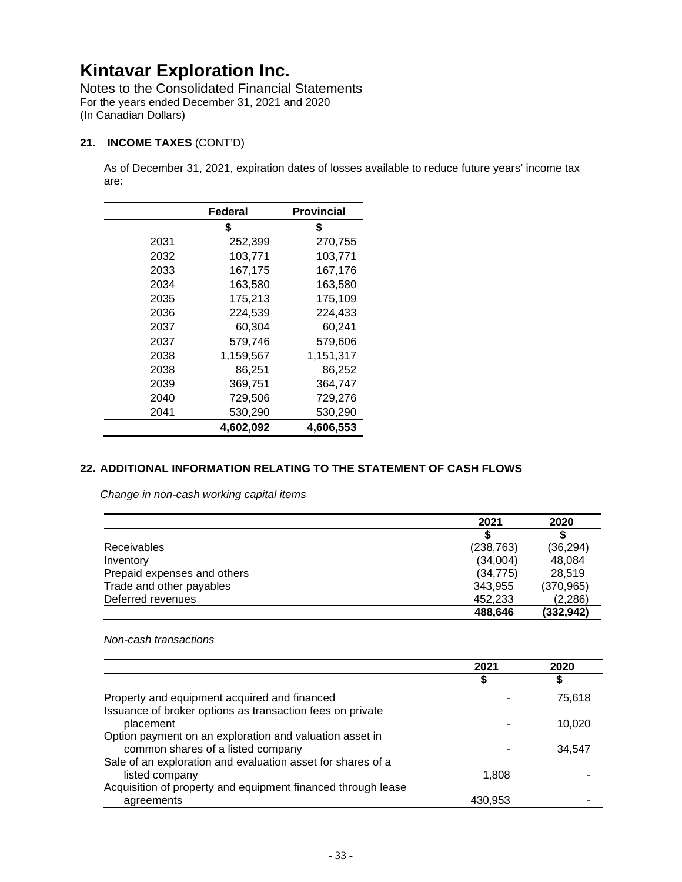# Kintavar Exploration Inc.

Notes to the Consolidated Financial Statements
For the years ended December 31, 2021 and 2020
(In Canadian Dollars)

## 21. INCOME TAXES (CONT'D)

As of December 31, 2021, expiration dates of losses available to reduce future years' income tax are:

| | Federal | Provincial |
|---|---|---|
| | $ | $ |
| 2031 | 252,399 | 270,755 |
| 2032 | 103,771 | 103,771 |
| 2033 | 167,175 | 167,176 |
| 2034 | 163,580 | 163,580 |
| 2035 | 175,213 | 175,109 |
| 2036 | 224,539 | 224,433 |
| 2037 | 60,304 | 60,241 |
| 2037 | 579,746 | 579,606 |
| 2038 | 1,159,567 | 1,151,317 |
| 2038 | 86,251 | 86,252 |
| 2039 | 369,751 | 364,747 |
| 2040 | 729,506 | 729,276 |
| 2041 | 530,290 | 530,290 |
| | **4,602,092** | **4,606,553** |

## 22. ADDITIONAL INFORMATION RELATING TO THE STATEMENT OF CASH FLOWS

*Change in non-cash working capital items*

| | 2021 | 2020 |
|---|---|---|
| | $ | $ |
| Receivables | (238,763) | (36,294) |
| Inventory | (34,004) | 48,084 |
| Prepaid expenses and others | (34,775) | 28,519 |
| Trade and other payables | 343,955 | (370,965) |
| Deferred revenues | 452,233 | (2,286) |
| | **488,646** | **(332,942)** |

*Non-cash transactions*

| | 2021 | 2020 |
|---|---|---|
| | $ | $ |
| Property and equipment acquired and financed | - | 75,618 |
| Issuance of broker options as transaction fees on private placement | - | 10,020 |
| Option payment on an exploration and valuation asset in common shares of a listed company | - | 34,547 |
| Sale of an exploration and evaluation asset for shares of a listed company | 1,808 | - |
| Acquisition of property and equipment financed through lease agreements | 430,953 | - |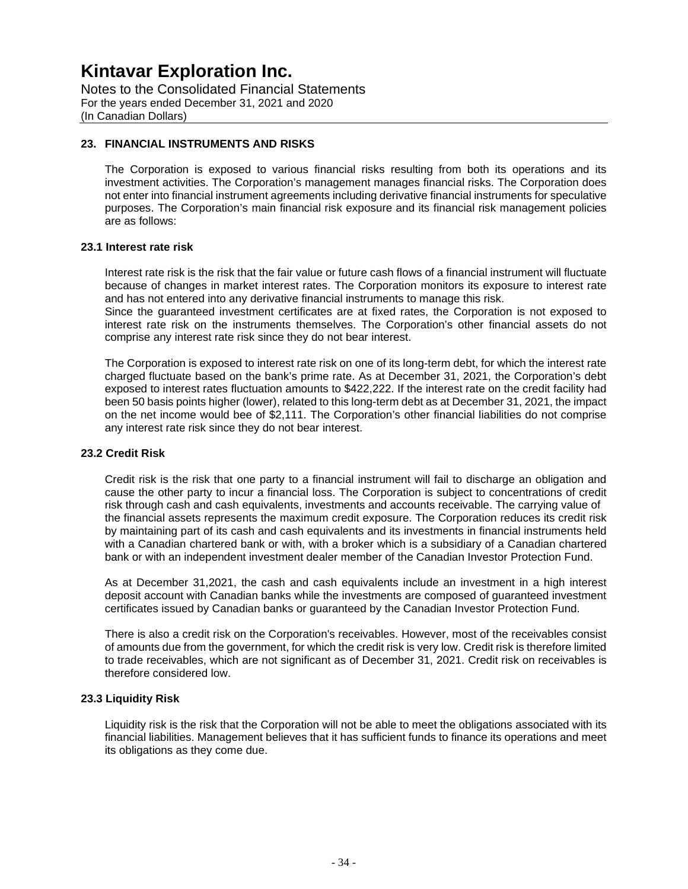## 23. FINANCIAL INSTRUMENTS AND RISKS

The Corporation is exposed to various financial risks resulting from both its operations and its investment activities. The Corporation's management manages financial risks. The Corporation does not enter into financial instrument agreements including derivative financial instruments for speculative purposes. The Corporation's main financial risk exposure and its financial risk management policies are as follows:

### 23.1 Interest rate risk

Interest rate risk is the risk that the fair value or future cash flows of a financial instrument will fluctuate because of changes in market interest rates. The Corporation monitors its exposure to interest rate and has not entered into any derivative financial instruments to manage this risk.
Since the guaranteed investment certificates are at fixed rates, the Corporation is not exposed to interest rate risk on the instruments themselves. The Corporation's other financial assets do not comprise any interest rate risk since they do not bear interest.

The Corporation is exposed to interest rate risk on one of its long-term debt, for which the interest rate charged fluctuate based on the bank's prime rate. As at December 31, 2021, the Corporation's debt exposed to interest rates fluctuation amounts to $422,222. If the interest rate on the credit facility had been 50 basis points higher (lower), related to this long-term debt as at December 31, 2021, the impact on the net income would bee of $2,111. The Corporation's other financial liabilities do not comprise any interest rate risk since they do not bear interest.

### 23.2 Credit Risk

Credit risk is the risk that one party to a financial instrument will fail to discharge an obligation and cause the other party to incur a financial loss. The Corporation is subject to concentrations of credit risk through cash and cash equivalents, investments and accounts receivable. The carrying value of the financial assets represents the maximum credit exposure. The Corporation reduces its credit risk by maintaining part of its cash and cash equivalents and its investments in financial instruments held with a Canadian chartered bank or with, with a broker which is a subsidiary of a Canadian chartered bank or with an independent investment dealer member of the Canadian Investor Protection Fund.

As at December 31,2021, the cash and cash equivalents include an investment in a high interest deposit account with Canadian banks while the investments are composed of guaranteed investment certificates issued by Canadian banks or guaranteed by the Canadian Investor Protection Fund.

There is also a credit risk on the Corporation's receivables. However, most of the receivables consist of amounts due from the government, for which the credit risk is very low. Credit risk is therefore limited to trade receivables, which are not significant as of December 31, 2021. Credit risk on receivables is therefore considered low.

### 23.3 Liquidity Risk

Liquidity risk is the risk that the Corporation will not be able to meet the obligations associated with its financial liabilities. Management believes that it has sufficient funds to finance its operations and meet its obligations as they come due.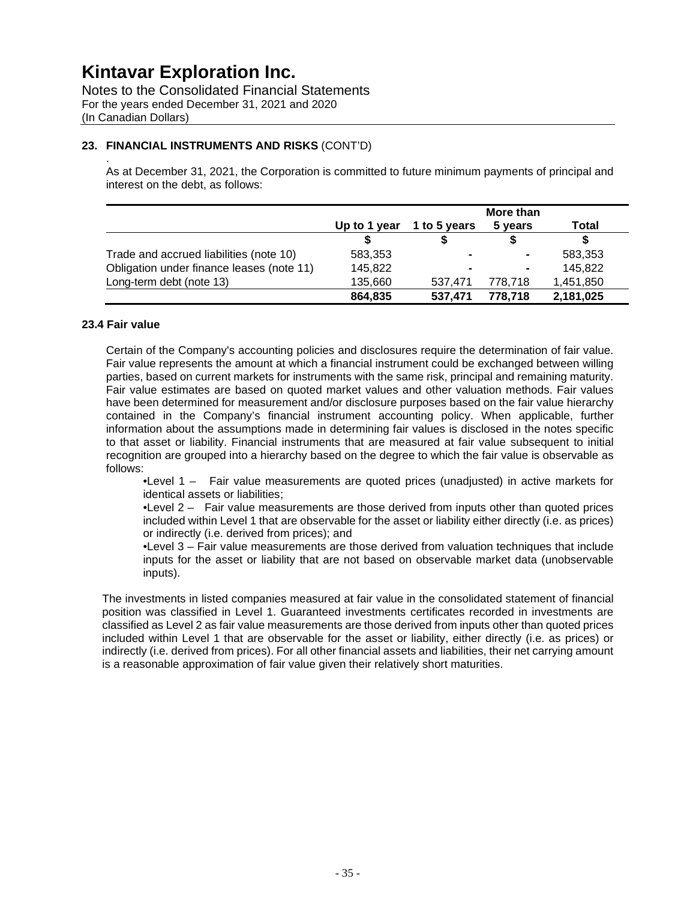# Kintavar Exploration Inc.

Notes to the Consolidated Financial Statements
For the years ended December 31, 2021 and 2020
(In Canadian Dollars)

## 23. FINANCIAL INSTRUMENTS AND RISKS (CONT'D)

As at December 31, 2021, the Corporation is committed to future minimum payments of principal and interest on the debt, as follows:

| | Up to 1 year | 1 to 5 years | More than 5 years | Total |
|---|---|---|---|---|
| | $ | $ | $ | $ |
| Trade and accrued liabilities (note 10) | 583,353 | - | - | 583,353 |
| Obligation under finance leases (note 11) | 145,822 | - | - | 145,822 |
| Long-term debt (note 13) | 135,660 | 537,471 | 778,718 | 1,451,850 |
| | **864,835** | **537,471** | **778,718** | **2,181,025** |

### 23.4 Fair value

Certain of the Company's accounting policies and disclosures require the determination of fair value. Fair value represents the amount at which a financial instrument could be exchanged between willing parties, based on current markets for instruments with the same risk, principal and remaining maturity. Fair value estimates are based on quoted market values and other valuation methods. Fair values have been determined for measurement and/or disclosure purposes based on the fair value hierarchy contained in the Company's financial instrument accounting policy. When applicable, further information about the assumptions made in determining fair values is disclosed in the notes specific to that asset or liability. Financial instruments that are measured at fair value subsequent to initial recognition are grouped into a hierarchy based on the degree to which the fair value is observable as follows:

- Level 1 – Fair value measurements are quoted prices (unadjusted) in active markets for identical assets or liabilities;
- Level 2 – Fair value measurements are those derived from inputs other than quoted prices included within Level 1 that are observable for the asset or liability either directly (i.e. as prices) or indirectly (i.e. derived from prices); and
- Level 3 – Fair value measurements are those derived from valuation techniques that include inputs for the asset or liability that are not based on observable market data (unobservable inputs).

The investments in listed companies measured at fair value in the consolidated statement of financial position was classified in Level 1. Guaranteed investments certificates recorded in investments are classified as Level 2 as fair value measurements are those derived from inputs other than quoted prices included within Level 1 that are observable for the asset or liability, either directly (i.e. as prices) or indirectly (i.e. derived from prices). For all other financial assets and liabilities, their net carrying amount is a reasonable approximation of fair value given their relatively short maturities.